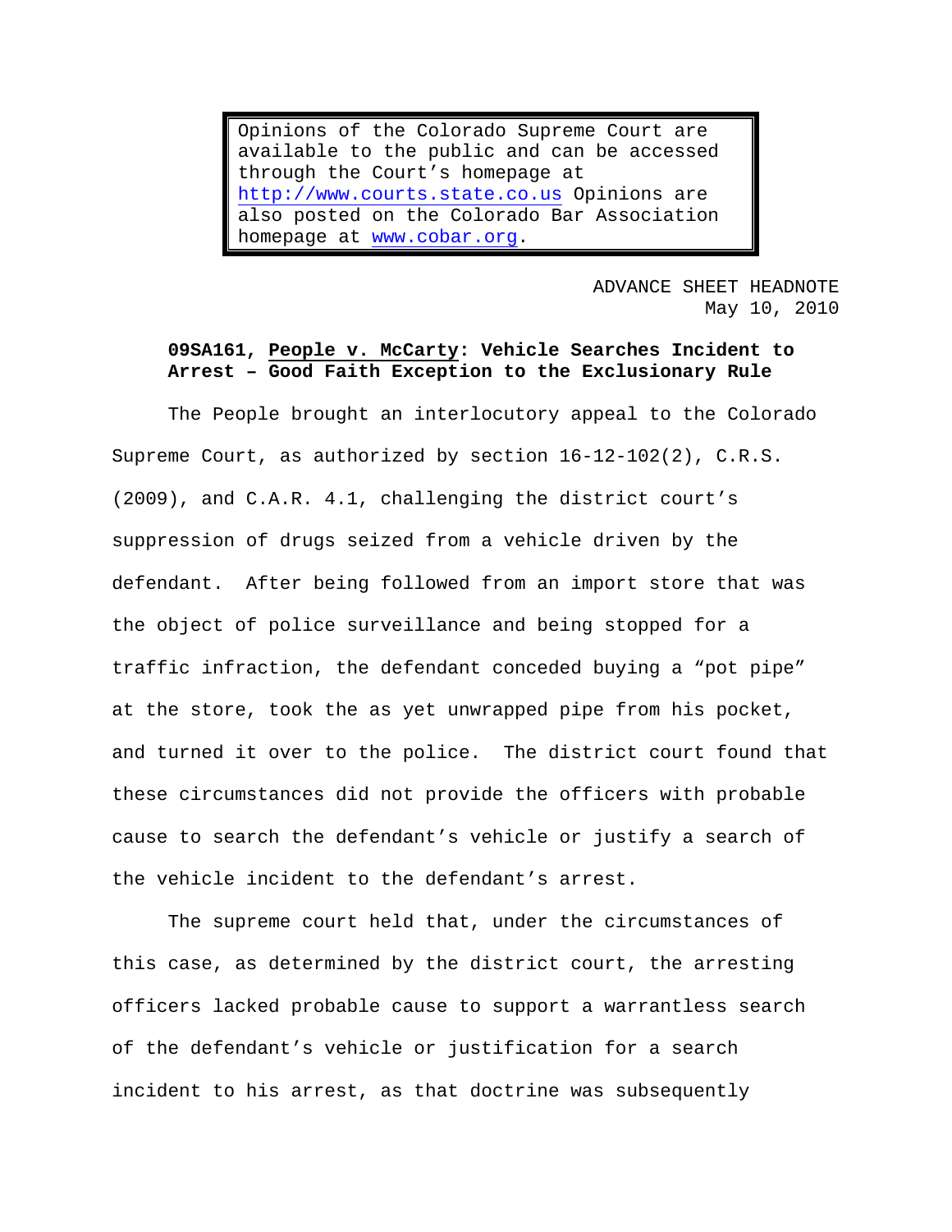Opinions of the Colorado Supreme Court are available to the public and can be accessed through the Court's homepage at http://www.courts.state.co.us Opinions are also posted on the Colorado Bar Association homepage at www.cobar.org.

ADVANCE SHEET HEADNOTE
May 10, 2010

**09SA161, People v. McCarty: Vehicle Searches Incident to Arrest – Good Faith Exception to the Exclusionary Rule**

The People brought an interlocutory appeal to the Colorado Supreme Court, as authorized by section 16-12-102(2), C.R.S. (2009), and C.A.R. 4.1, challenging the district court's suppression of drugs seized from a vehicle driven by the defendant. After being followed from an import store that was the object of police surveillance and being stopped for a traffic infraction, the defendant conceded buying a "pot pipe" at the store, took the as yet unwrapped pipe from his pocket, and turned it over to the police. The district court found that these circumstances did not provide the officers with probable cause to search the defendant's vehicle or justify a search of the vehicle incident to the defendant's arrest.

The supreme court held that, under the circumstances of this case, as determined by the district court, the arresting officers lacked probable cause to support a warrantless search of the defendant's vehicle or justification for a search incident to his arrest, as that doctrine was subsequently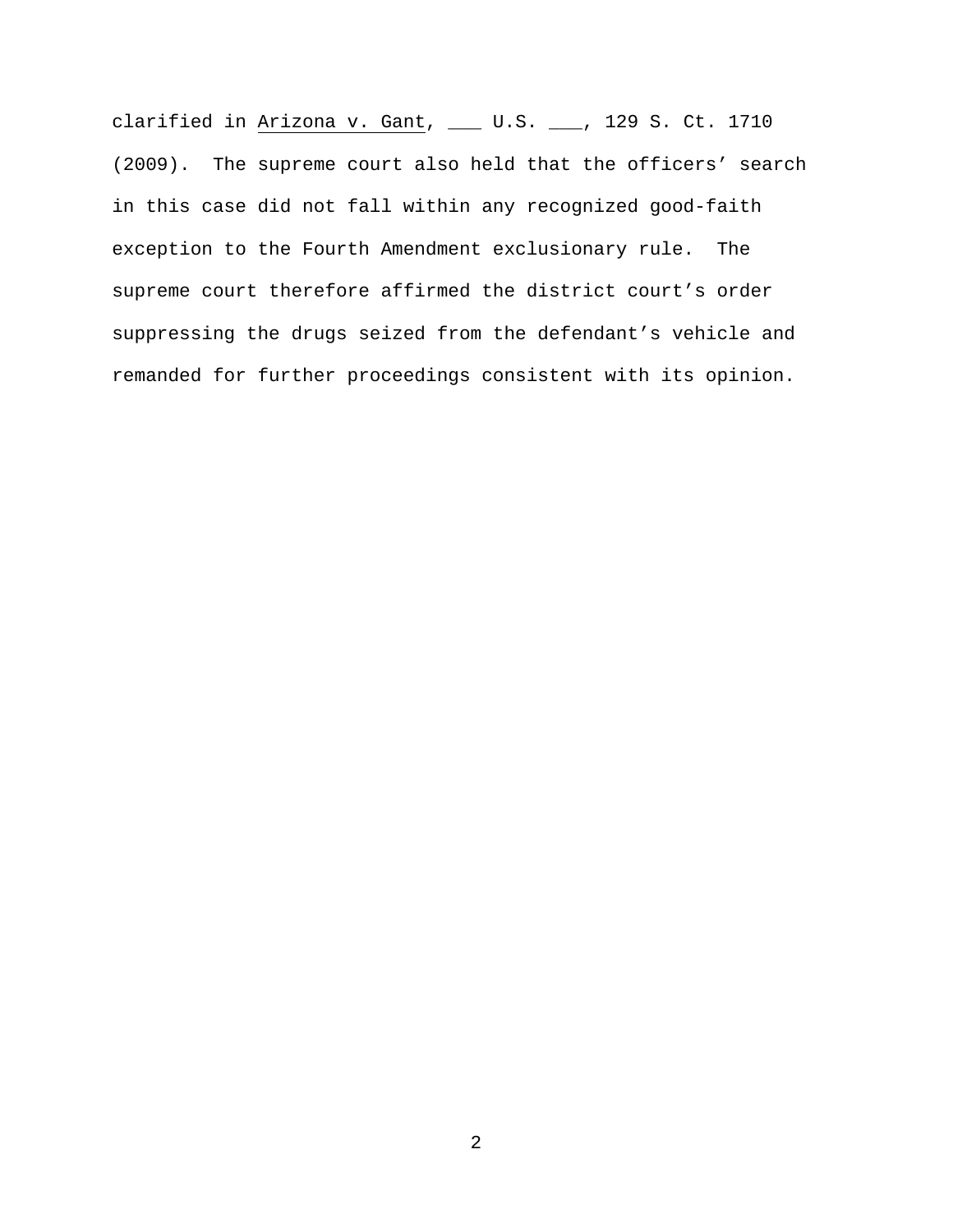clarified in Arizona v. Gant, ___ U.S. ___, 129 S. Ct. 1710 (2009). The supreme court also held that the officers' search in this case did not fall within any recognized good-faith exception to the Fourth Amendment exclusionary rule. The supreme court therefore affirmed the district court's order suppressing the drugs seized from the defendant's vehicle and remanded for further proceedings consistent with its opinion.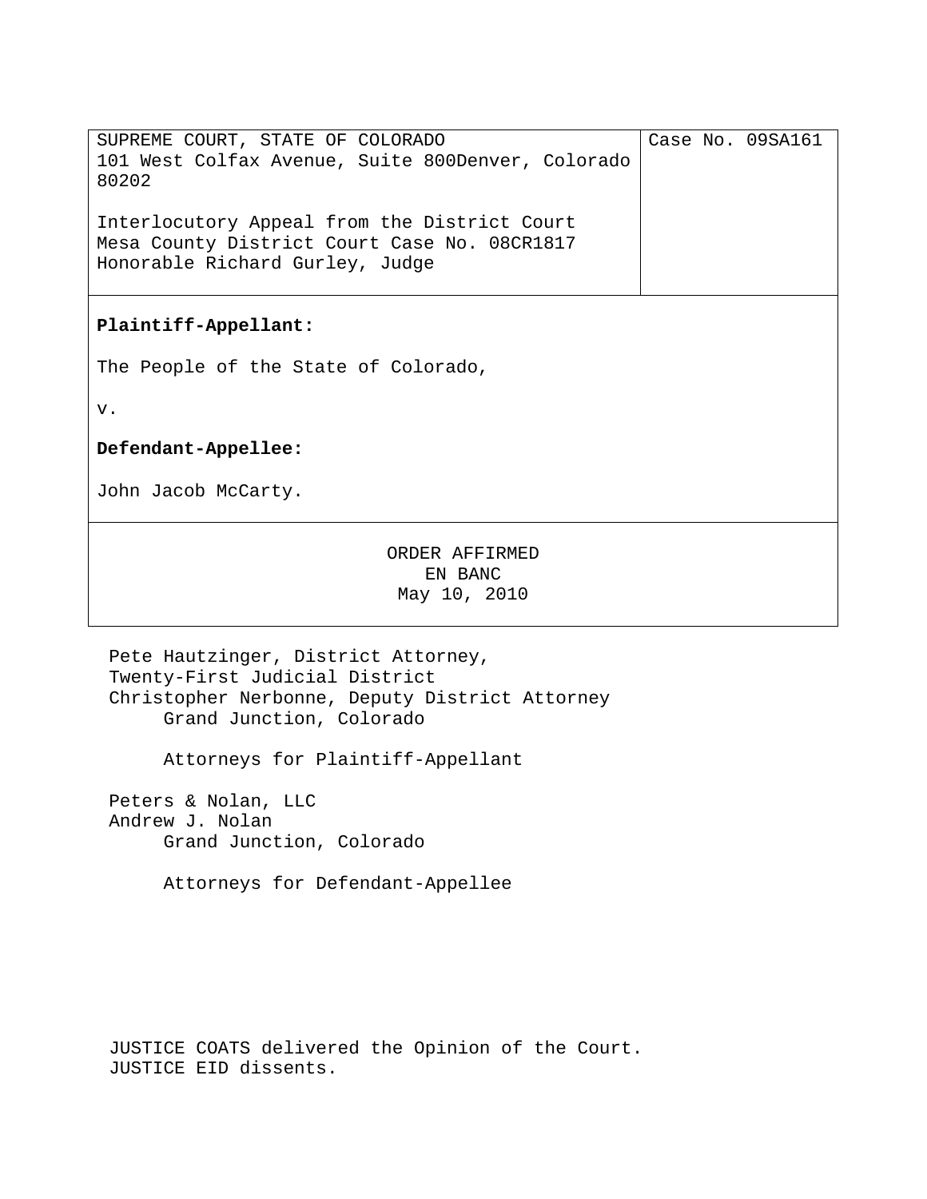| SUPREME COURT, STATE OF COLORADO<br>101 West Colfax Avenue, Suite 800Denver, Colorado 80202<br><br>Interlocutory Appeal from the District Court<br>Mesa County District Court Case No. 08CR1817<br>Honorable Richard Gurley, Judge | Case No. 09SA161 |
|---|---|
| **Plaintiff-Appellant:**<br><br>The People of the State of Colorado,<br><br>v.<br><br>**Defendant-Appellee:**<br><br>John Jacob McCarty. | |
| ORDER AFFIRMED<br>EN BANC<br>May 10, 2010 | |

Pete Hautzinger, District Attorney,
Twenty-First Judicial District
Christopher Nerbonne, Deputy District Attorney
Grand Junction, Colorado

Attorneys for Plaintiff-Appellant

Peters & Nolan, LLC
Andrew J. Nolan
Grand Junction, Colorado

Attorneys for Defendant-Appellee

JUSTICE COATS delivered the Opinion of the Court.
JUSTICE EID dissents.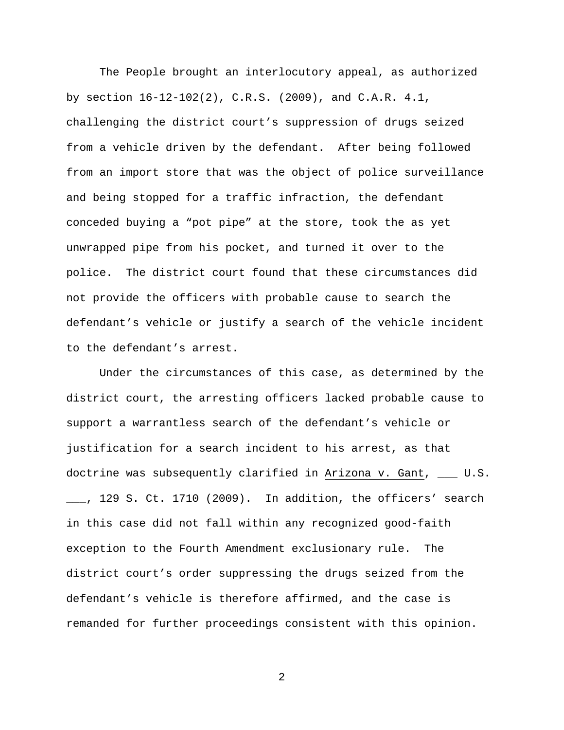The People brought an interlocutory appeal, as authorized by section 16-12-102(2), C.R.S. (2009), and C.A.R. 4.1, challenging the district court's suppression of drugs seized from a vehicle driven by the defendant. After being followed from an import store that was the object of police surveillance and being stopped for a traffic infraction, the defendant conceded buying a "pot pipe" at the store, took the as yet unwrapped pipe from his pocket, and turned it over to the police. The district court found that these circumstances did not provide the officers with probable cause to search the defendant's vehicle or justify a search of the vehicle incident to the defendant's arrest.

Under the circumstances of this case, as determined by the district court, the arresting officers lacked probable cause to support a warrantless search of the defendant's vehicle or justification for a search incident to his arrest, as that doctrine was subsequently clarified in Arizona v. Gant, ___ U.S. ___, 129 S. Ct. 1710 (2009). In addition, the officers' search in this case did not fall within any recognized good-faith exception to the Fourth Amendment exclusionary rule. The district court's order suppressing the drugs seized from the defendant's vehicle is therefore affirmed, and the case is remanded for further proceedings consistent with this opinion.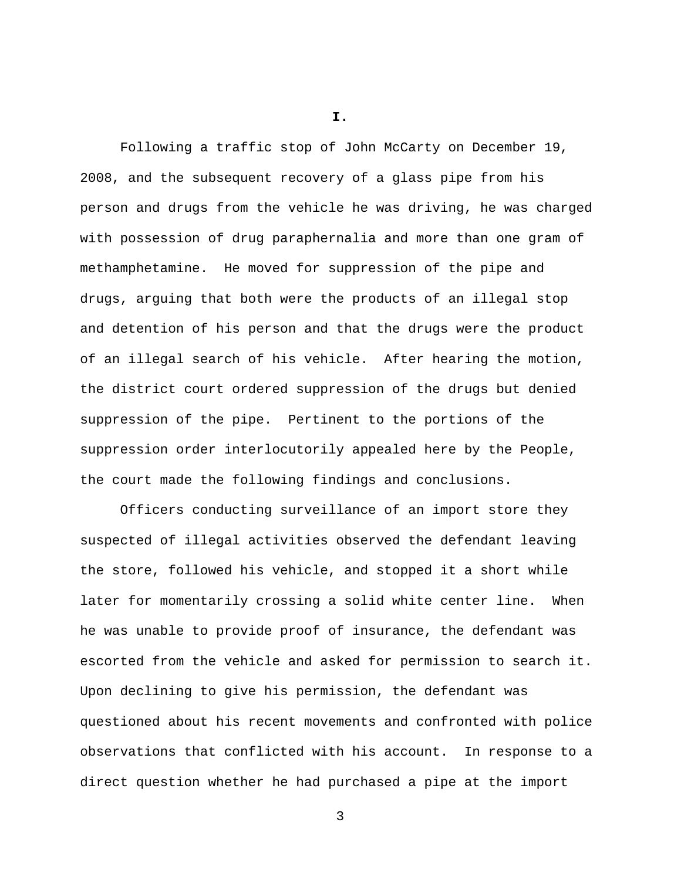**I.**

Following a traffic stop of John McCarty on December 19, 2008, and the subsequent recovery of a glass pipe from his person and drugs from the vehicle he was driving, he was charged with possession of drug paraphernalia and more than one gram of methamphetamine. He moved for suppression of the pipe and drugs, arguing that both were the products of an illegal stop and detention of his person and that the drugs were the product of an illegal search of his vehicle. After hearing the motion, the district court ordered suppression of the drugs but denied suppression of the pipe. Pertinent to the portions of the suppression order interlocutorily appealed here by the People, the court made the following findings and conclusions.

Officers conducting surveillance of an import store they suspected of illegal activities observed the defendant leaving the store, followed his vehicle, and stopped it a short while later for momentarily crossing a solid white center line. When he was unable to provide proof of insurance, the defendant was escorted from the vehicle and asked for permission to search it. Upon declining to give his permission, the defendant was questioned about his recent movements and confronted with police observations that conflicted with his account. In response to a direct question whether he had purchased a pipe at the import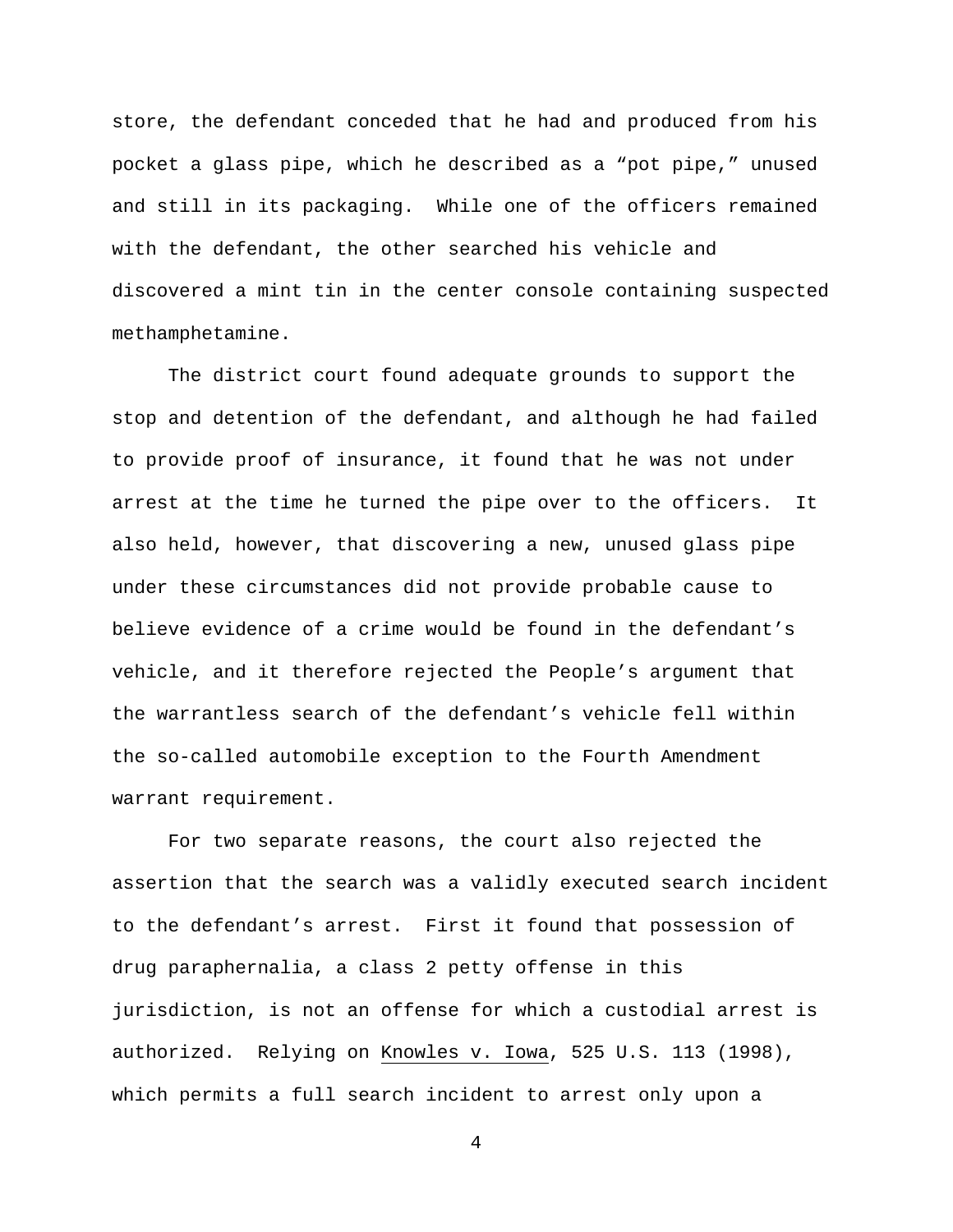store, the defendant conceded that he had and produced from his pocket a glass pipe, which he described as a "pot pipe," unused and still in its packaging. While one of the officers remained with the defendant, the other searched his vehicle and discovered a mint tin in the center console containing suspected methamphetamine.

The district court found adequate grounds to support the stop and detention of the defendant, and although he had failed to provide proof of insurance, it found that he was not under arrest at the time he turned the pipe over to the officers. It also held, however, that discovering a new, unused glass pipe under these circumstances did not provide probable cause to believe evidence of a crime would be found in the defendant's vehicle, and it therefore rejected the People's argument that the warrantless search of the defendant's vehicle fell within the so-called automobile exception to the Fourth Amendment warrant requirement.

For two separate reasons, the court also rejected the assertion that the search was a validly executed search incident to the defendant's arrest. First it found that possession of drug paraphernalia, a class 2 petty offense in this jurisdiction, is not an offense for which a custodial arrest is authorized. Relying on Knowles v. Iowa, 525 U.S. 113 (1998), which permits a full search incident to arrest only upon a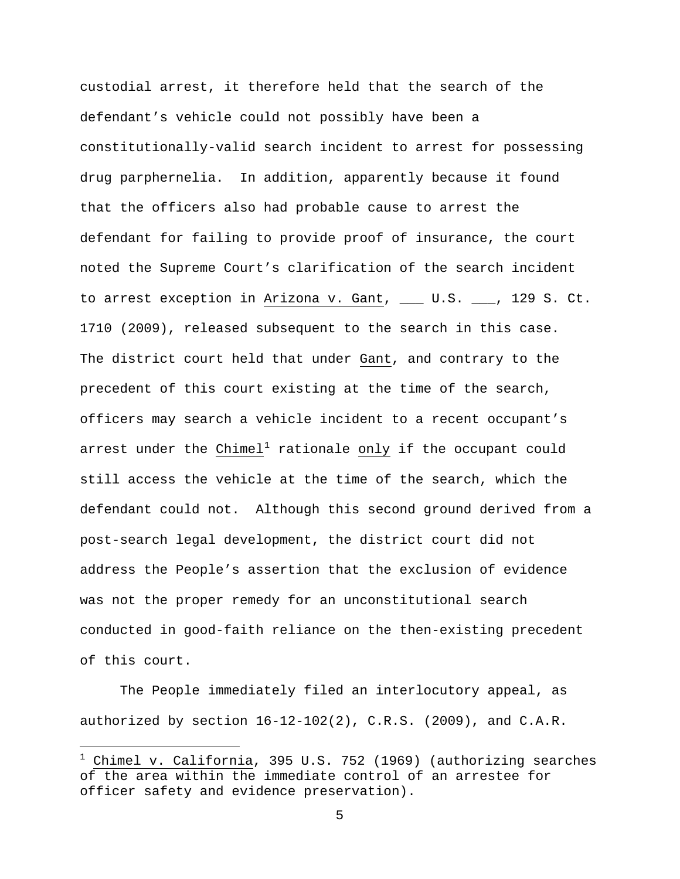custodial arrest, it therefore held that the search of the defendant's vehicle could not possibly have been a constitutionally-valid search incident to arrest for possessing drug parphernelia. In addition, apparently because it found that the officers also had probable cause to arrest the defendant for failing to provide proof of insurance, the court noted the Supreme Court's clarification of the search incident to arrest exception in Arizona v. Gant, ___ U.S. ___, 129 S. Ct. 1710 (2009), released subsequent to the search in this case. The district court held that under Gant, and contrary to the precedent of this court existing at the time of the search, officers may search a vehicle incident to a recent occupant's arrest under the Chimel[1] rationale only if the occupant could still access the vehicle at the time of the search, which the defendant could not. Although this second ground derived from a post-search legal development, the district court did not address the People's assertion that the exclusion of evidence was not the proper remedy for an unconstitutional search conducted in good-faith reliance on the then-existing precedent of this court.

The People immediately filed an interlocutory appeal, as authorized by section 16-12-102(2), C.R.S. (2009), and C.A.R.

[1] Chimel v. California, 395 U.S. 752 (1969) (authorizing searches of the area within the immediate control of an arrestee for officer safety and evidence preservation).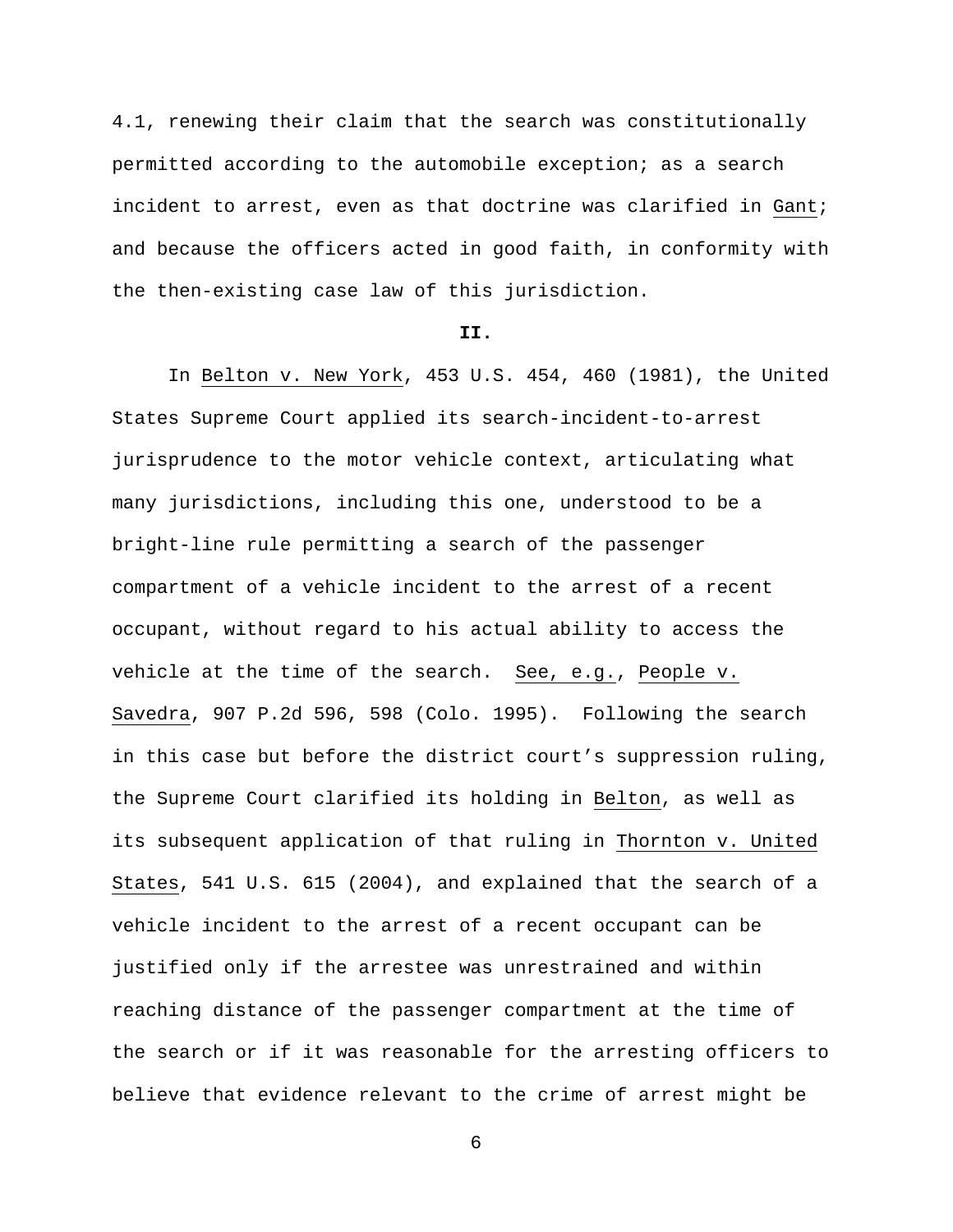4.1, renewing their claim that the search was constitutionally permitted according to the automobile exception; as a search incident to arrest, even as that doctrine was clarified in Gant; and because the officers acted in good faith, in conformity with the then-existing case law of this jurisdiction.

**II.**

In Belton v. New York, 453 U.S. 454, 460 (1981), the United States Supreme Court applied its search-incident-to-arrest jurisprudence to the motor vehicle context, articulating what many jurisdictions, including this one, understood to be a bright-line rule permitting a search of the passenger compartment of a vehicle incident to the arrest of a recent occupant, without regard to his actual ability to access the vehicle at the time of the search. See, e.g., People v. Savedra, 907 P.2d 596, 598 (Colo. 1995). Following the search in this case but before the district court's suppression ruling, the Supreme Court clarified its holding in Belton, as well as its subsequent application of that ruling in Thornton v. United States, 541 U.S. 615 (2004), and explained that the search of a vehicle incident to the arrest of a recent occupant can be justified only if the arrestee was unrestrained and within reaching distance of the passenger compartment at the time of the search or if it was reasonable for the arresting officers to believe that evidence relevant to the crime of arrest might be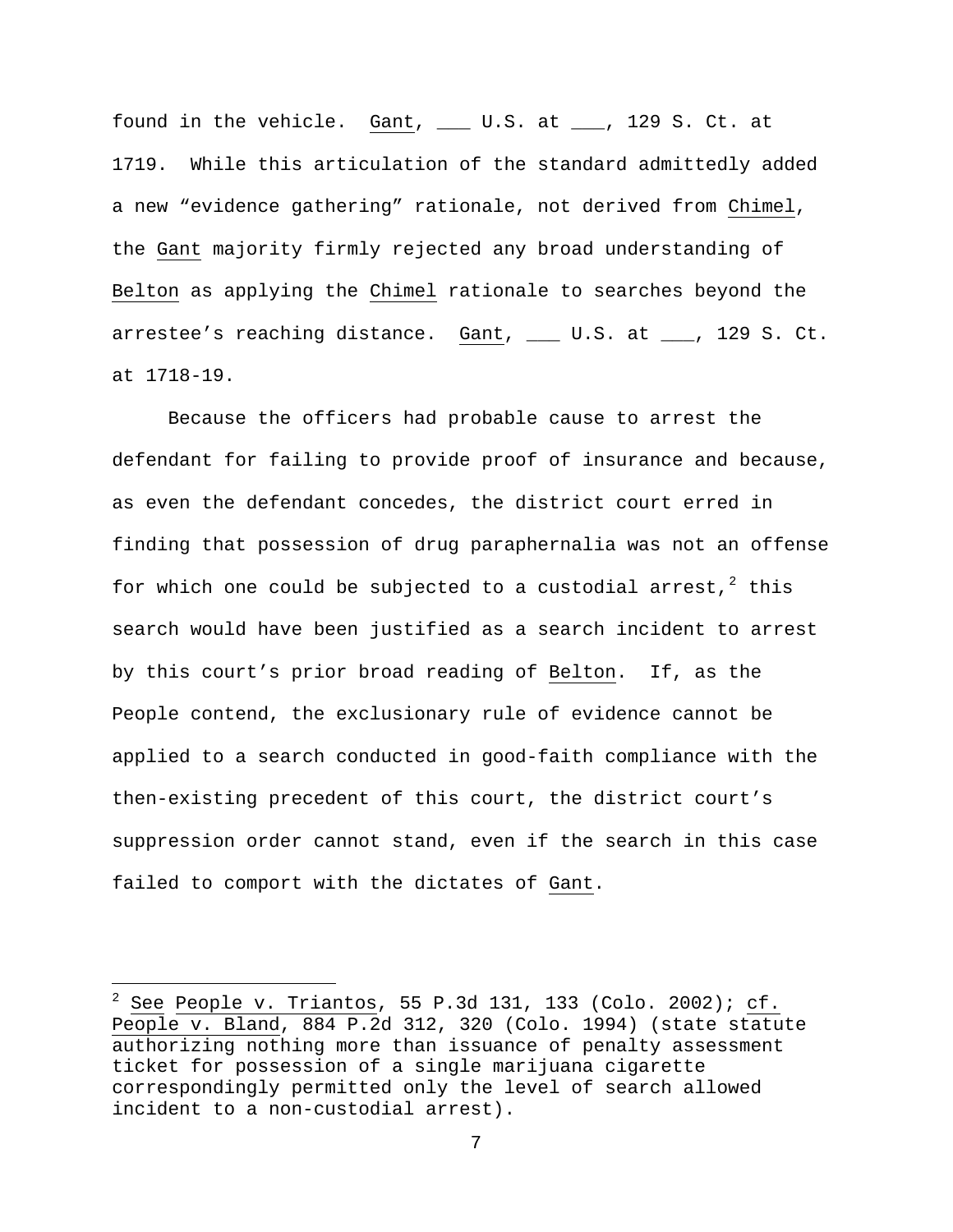found in the vehicle. Gant, ___ U.S. at ___, 129 S. Ct. at 1719. While this articulation of the standard admittedly added a new "evidence gathering" rationale, not derived from Chimel, the Gant majority firmly rejected any broad understanding of Belton as applying the Chimel rationale to searches beyond the arrestee's reaching distance. Gant, ___ U.S. at ___, 129 S. Ct. at 1718-19.

Because the officers had probable cause to arrest the defendant for failing to provide proof of insurance and because, as even the defendant concedes, the district court erred in finding that possession of drug paraphernalia was not an offense for which one could be subjected to a custodial arrest,[2] this search would have been justified as a search incident to arrest by this court's prior broad reading of Belton. If, as the People contend, the exclusionary rule of evidence cannot be applied to a search conducted in good-faith compliance with the then-existing precedent of this court, the district court's suppression order cannot stand, even if the search in this case failed to comport with the dictates of Gant.

---

[2] See People v. Triantos, 55 P.3d 131, 133 (Colo. 2002); cf. People v. Bland, 884 P.2d 312, 320 (Colo. 1994) (state statute authorizing nothing more than issuance of penalty assessment ticket for possession of a single marijuana cigarette correspondingly permitted only the level of search allowed incident to a non-custodial arrest).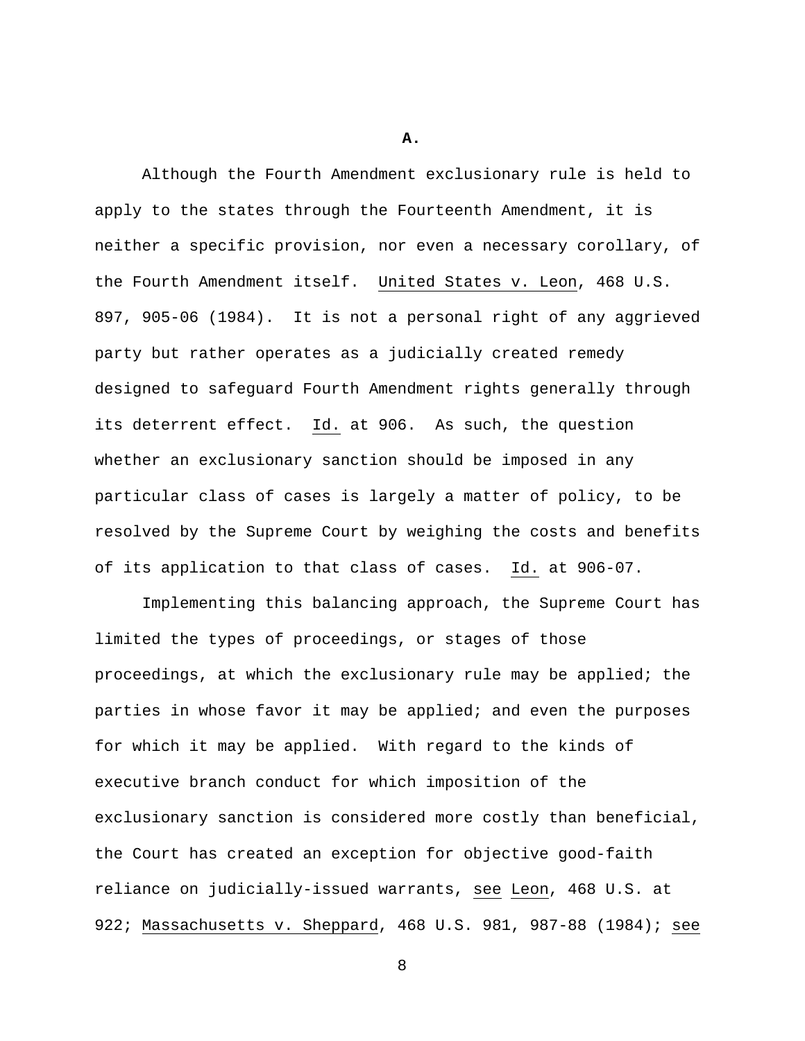**A.**

Although the Fourth Amendment exclusionary rule is held to apply to the states through the Fourteenth Amendment, it is neither a specific provision, nor even a necessary corollary, of the Fourth Amendment itself. United States v. Leon, 468 U.S. 897, 905-06 (1984). It is not a personal right of any aggrieved party but rather operates as a judicially created remedy designed to safeguard Fourth Amendment rights generally through its deterrent effect. Id. at 906. As such, the question whether an exclusionary sanction should be imposed in any particular class of cases is largely a matter of policy, to be resolved by the Supreme Court by weighing the costs and benefits of its application to that class of cases. Id. at 906-07.

Implementing this balancing approach, the Supreme Court has limited the types of proceedings, or stages of those proceedings, at which the exclusionary rule may be applied; the parties in whose favor it may be applied; and even the purposes for which it may be applied. With regard to the kinds of executive branch conduct for which imposition of the exclusionary sanction is considered more costly than beneficial, the Court has created an exception for objective good-faith reliance on judicially-issued warrants, see Leon, 468 U.S. at 922; Massachusetts v. Sheppard, 468 U.S. 981, 987-88 (1984); see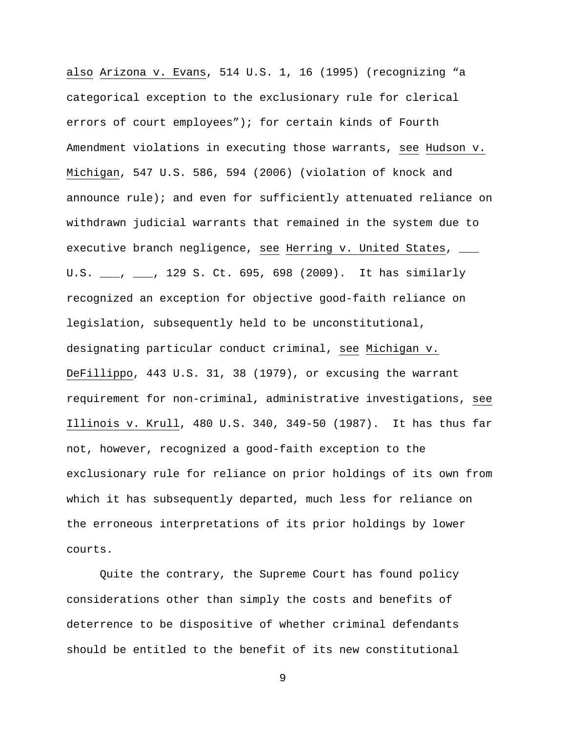also Arizona v. Evans, 514 U.S. 1, 16 (1995) (recognizing "a categorical exception to the exclusionary rule for clerical errors of court employees"); for certain kinds of Fourth Amendment violations in executing those warrants, see Hudson v. Michigan, 547 U.S. 586, 594 (2006) (violation of knock and announce rule); and even for sufficiently attenuated reliance on withdrawn judicial warrants that remained in the system due to executive branch negligence, see Herring v. United States, ___ U.S. ___, ___, 129 S. Ct. 695, 698 (2009). It has similarly recognized an exception for objective good-faith reliance on legislation, subsequently held to be unconstitutional, designating particular conduct criminal, see Michigan v. DeFillippo, 443 U.S. 31, 38 (1979), or excusing the warrant requirement for non-criminal, administrative investigations, see Illinois v. Krull, 480 U.S. 340, 349-50 (1987). It has thus far not, however, recognized a good-faith exception to the exclusionary rule for reliance on prior holdings of its own from which it has subsequently departed, much less for reliance on the erroneous interpretations of its prior holdings by lower courts.

Quite the contrary, the Supreme Court has found policy considerations other than simply the costs and benefits of deterrence to be dispositive of whether criminal defendants should be entitled to the benefit of its new constitutional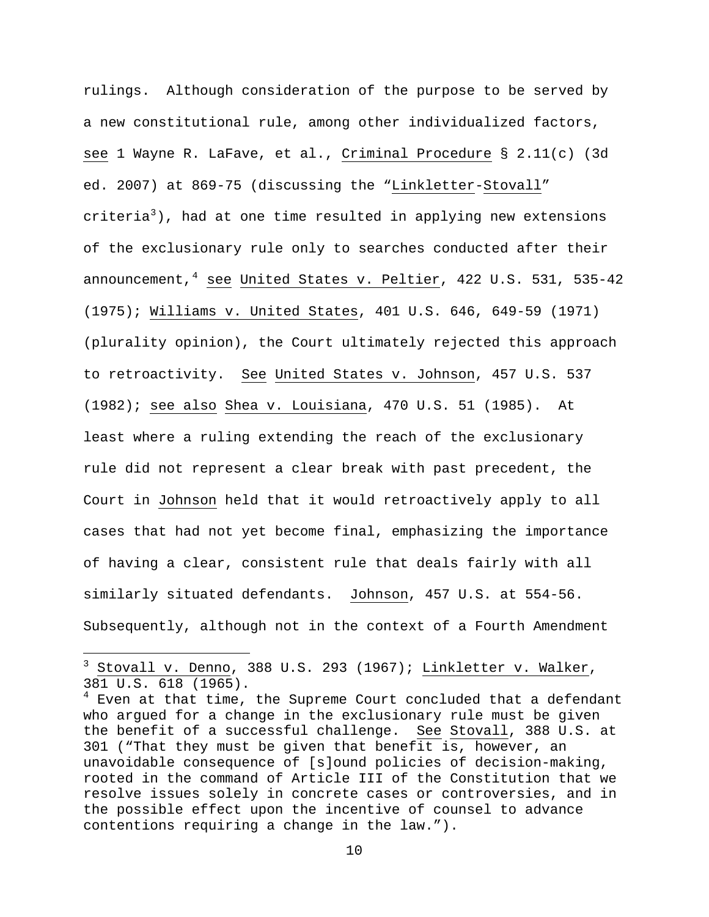rulings. Although consideration of the purpose to be served by a new constitutional rule, among other individualized factors, see 1 Wayne R. LaFave, et al., Criminal Procedure § 2.11(c) (3d ed. 2007) at 869-75 (discussing the "Linkletter-Stovall" criteria[3]), had at one time resulted in applying new extensions of the exclusionary rule only to searches conducted after their announcement,[4] see United States v. Peltier, 422 U.S. 531, 535-42 (1975); Williams v. United States, 401 U.S. 646, 649-59 (1971) (plurality opinion), the Court ultimately rejected this approach to retroactivity. See United States v. Johnson, 457 U.S. 537 (1982); see also Shea v. Louisiana, 470 U.S. 51 (1985). At least where a ruling extending the reach of the exclusionary rule did not represent a clear break with past precedent, the Court in Johnson held that it would retroactively apply to all cases that had not yet become final, emphasizing the importance of having a clear, consistent rule that deals fairly with all similarly situated defendants. Johnson, 457 U.S. at 554-56. Subsequently, although not in the context of a Fourth Amendment

---

[3] Stovall v. Denno, 388 U.S. 293 (1967); Linkletter v. Walker, 381 U.S. 618 (1965).

[4] Even at that time, the Supreme Court concluded that a defendant who argued for a change in the exclusionary rule must be given the benefit of a successful challenge. See Stovall, 388 U.S. at 301 ("That they must be given that benefit is, however, an unavoidable consequence of [s]ound policies of decision-making, rooted in the command of Article III of the Constitution that we resolve issues solely in concrete cases or controversies, and in the possible effect upon the incentive of counsel to advance contentions requiring a change in the law.").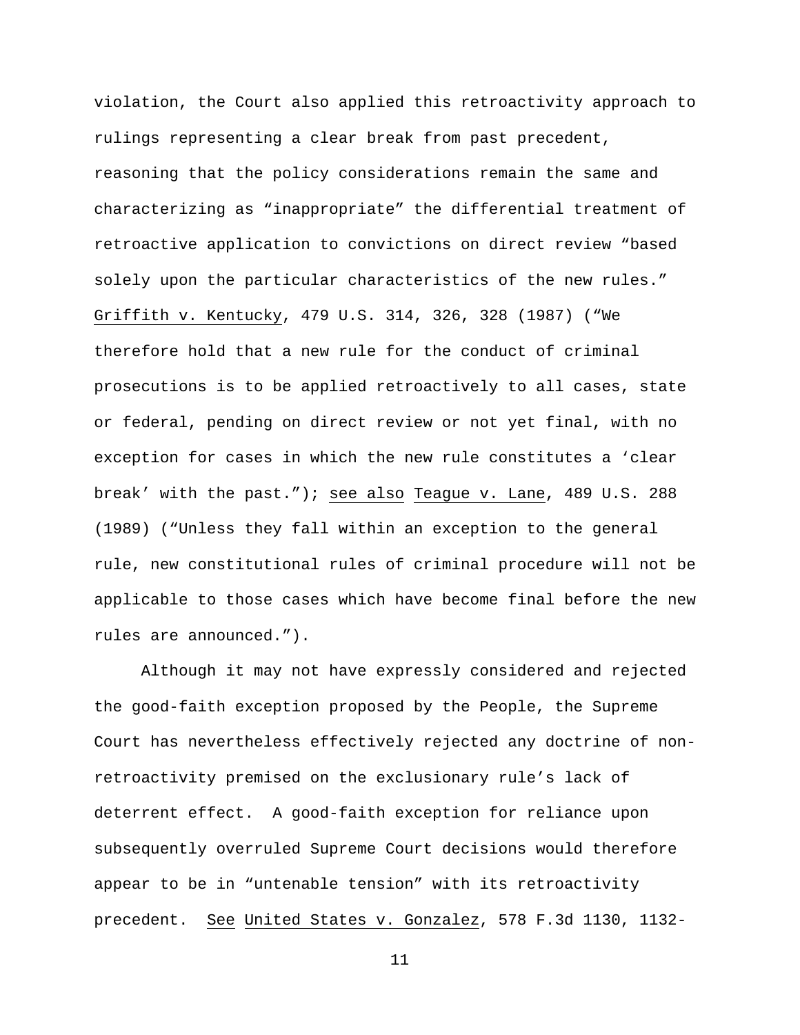violation, the Court also applied this retroactivity approach to rulings representing a clear break from past precedent, reasoning that the policy considerations remain the same and characterizing as "inappropriate" the differential treatment of retroactive application to convictions on direct review "based solely upon the particular characteristics of the new rules." Griffith v. Kentucky, 479 U.S. 314, 326, 328 (1987) ("We therefore hold that a new rule for the conduct of criminal prosecutions is to be applied retroactively to all cases, state or federal, pending on direct review or not yet final, with no exception for cases in which the new rule constitutes a 'clear break' with the past."); see also Teague v. Lane, 489 U.S. 288 (1989) ("Unless they fall within an exception to the general rule, new constitutional rules of criminal procedure will not be applicable to those cases which have become final before the new rules are announced.").

Although it may not have expressly considered and rejected the good-faith exception proposed by the People, the Supreme Court has nevertheless effectively rejected any doctrine of non-retroactivity premised on the exclusionary rule's lack of deterrent effect. A good-faith exception for reliance upon subsequently overruled Supreme Court decisions would therefore appear to be in "untenable tension" with its retroactivity precedent. See United States v. Gonzalez, 578 F.3d 1130, 1132-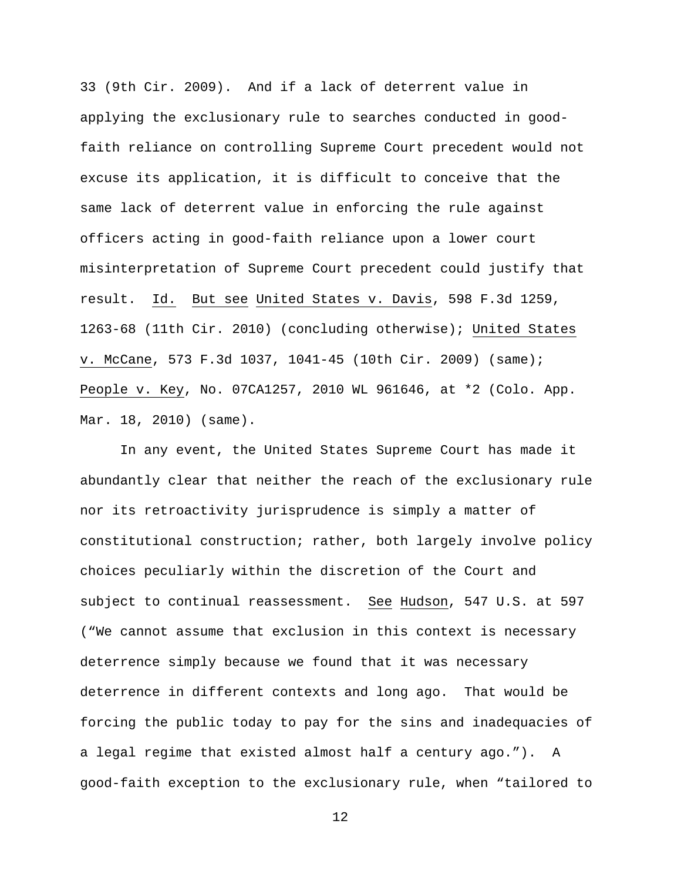33 (9th Cir. 2009). And if a lack of deterrent value in applying the exclusionary rule to searches conducted in good-faith reliance on controlling Supreme Court precedent would not excuse its application, it is difficult to conceive that the same lack of deterrent value in enforcing the rule against officers acting in good-faith reliance upon a lower court misinterpretation of Supreme Court precedent could justify that result. Id. But see United States v. Davis, 598 F.3d 1259, 1263-68 (11th Cir. 2010) (concluding otherwise); United States v. McCane, 573 F.3d 1037, 1041-45 (10th Cir. 2009) (same); People v. Key, No. 07CA1257, 2010 WL 961646, at *2 (Colo. App. Mar. 18, 2010) (same).

In any event, the United States Supreme Court has made it abundantly clear that neither the reach of the exclusionary rule nor its retroactivity jurisprudence is simply a matter of constitutional construction; rather, both largely involve policy choices peculiarly within the discretion of the Court and subject to continual reassessment. See Hudson, 547 U.S. at 597 ("We cannot assume that exclusion in this context is necessary deterrence simply because we found that it was necessary deterrence in different contexts and long ago. That would be forcing the public today to pay for the sins and inadequacies of a legal regime that existed almost half a century ago."). A good-faith exception to the exclusionary rule, when "tailored to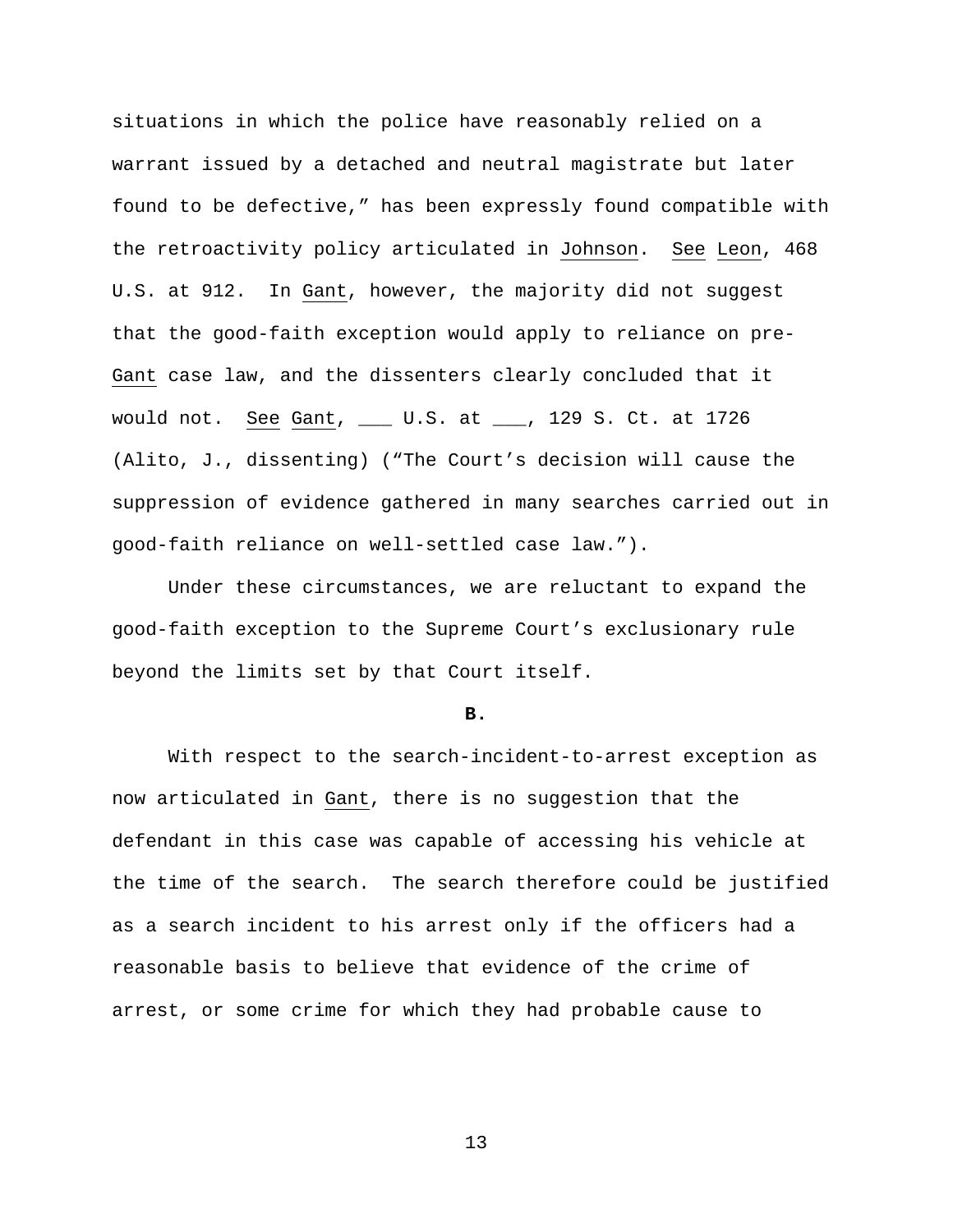situations in which the police have reasonably relied on a warrant issued by a detached and neutral magistrate but later found to be defective," has been expressly found compatible with the retroactivity policy articulated in Johnson. See Leon, 468 U.S. at 912. In Gant, however, the majority did not suggest that the good-faith exception would apply to reliance on pre-Gant case law, and the dissenters clearly concluded that it would not. See Gant, ___ U.S. at ___, 129 S. Ct. at 1726 (Alito, J., dissenting) ("The Court's decision will cause the suppression of evidence gathered in many searches carried out in good-faith reliance on well-settled case law.").

Under these circumstances, we are reluctant to expand the good-faith exception to the Supreme Court's exclusionary rule beyond the limits set by that Court itself.

**B.**

With respect to the search-incident-to-arrest exception as now articulated in Gant, there is no suggestion that the defendant in this case was capable of accessing his vehicle at the time of the search. The search therefore could be justified as a search incident to his arrest only if the officers had a reasonable basis to believe that evidence of the crime of arrest, or some crime for which they had probable cause to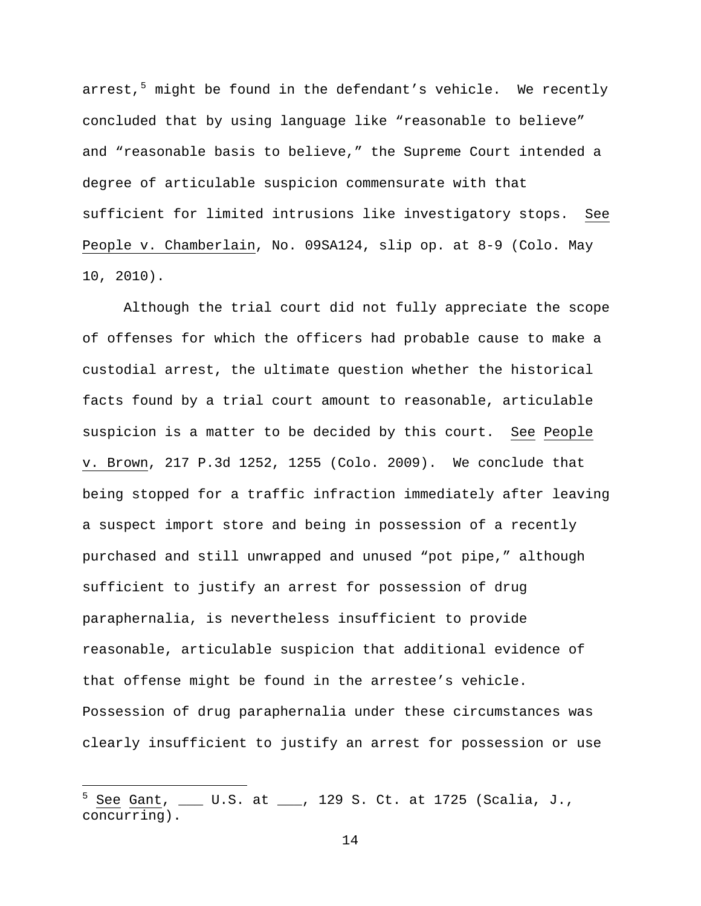arrest,[5] might be found in the defendant's vehicle. We recently concluded that by using language like "reasonable to believe" and "reasonable basis to believe," the Supreme Court intended a degree of articulable suspicion commensurate with that sufficient for limited intrusions like investigatory stops. See People v. Chamberlain, No. 09SA124, slip op. at 8-9 (Colo. May 10, 2010).

Although the trial court did not fully appreciate the scope of offenses for which the officers had probable cause to make a custodial arrest, the ultimate question whether the historical facts found by a trial court amount to reasonable, articulable suspicion is a matter to be decided by this court. See People v. Brown, 217 P.3d 1252, 1255 (Colo. 2009). We conclude that being stopped for a traffic infraction immediately after leaving a suspect import store and being in possession of a recently purchased and still unwrapped and unused "pot pipe," although sufficient to justify an arrest for possession of drug paraphernalia, is nevertheless insufficient to provide reasonable, articulable suspicion that additional evidence of that offense might be found in the arrestee's vehicle. Possession of drug paraphernalia under these circumstances was clearly insufficient to justify an arrest for possession or use

---

[5] See Gant, ___ U.S. at ___, 129 S. Ct. at 1725 (Scalia, J., concurring).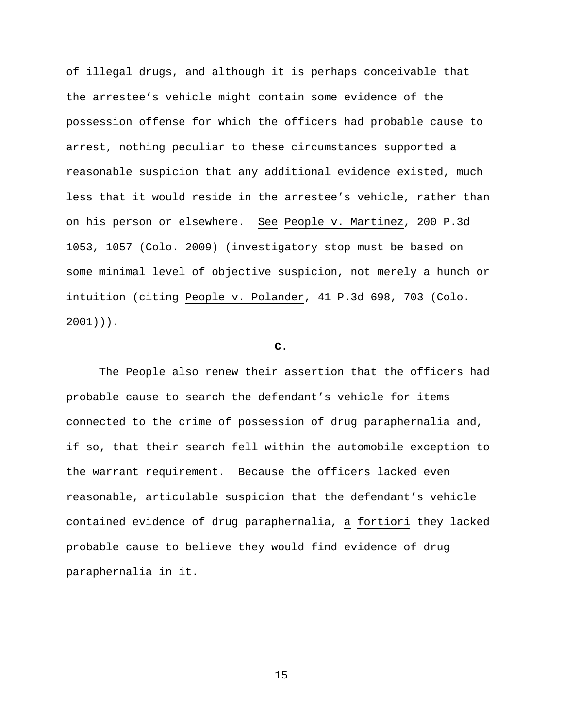of illegal drugs, and although it is perhaps conceivable that the arrestee's vehicle might contain some evidence of the possession offense for which the officers had probable cause to arrest, nothing peculiar to these circumstances supported a reasonable suspicion that any additional evidence existed, much less that it would reside in the arrestee's vehicle, rather than on his person or elsewhere. See People v. Martinez, 200 P.3d 1053, 1057 (Colo. 2009) (investigatory stop must be based on some minimal level of objective suspicion, not merely a hunch or intuition (citing People v. Polander, 41 P.3d 698, 703 (Colo. 2001))).

**C.**

The People also renew their assertion that the officers had probable cause to search the defendant's vehicle for items connected to the crime of possession of drug paraphernalia and, if so, that their search fell within the automobile exception to the warrant requirement. Because the officers lacked even reasonable, articulable suspicion that the defendant's vehicle contained evidence of drug paraphernalia, a fortiori they lacked probable cause to believe they would find evidence of drug paraphernalia in it.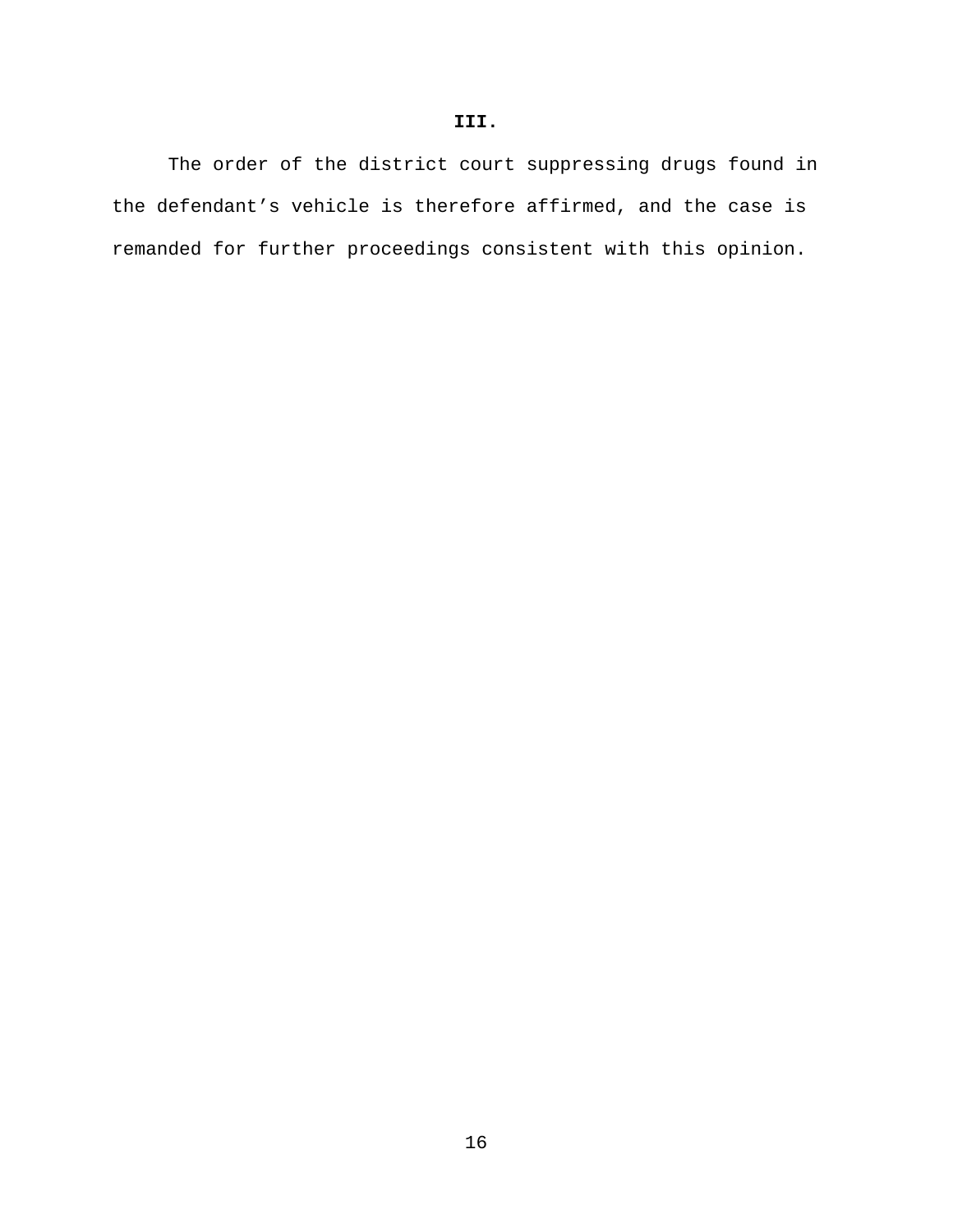## III.

The order of the district court suppressing drugs found in the defendant’s vehicle is therefore affirmed, and the case is remanded for further proceedings consistent with this opinion.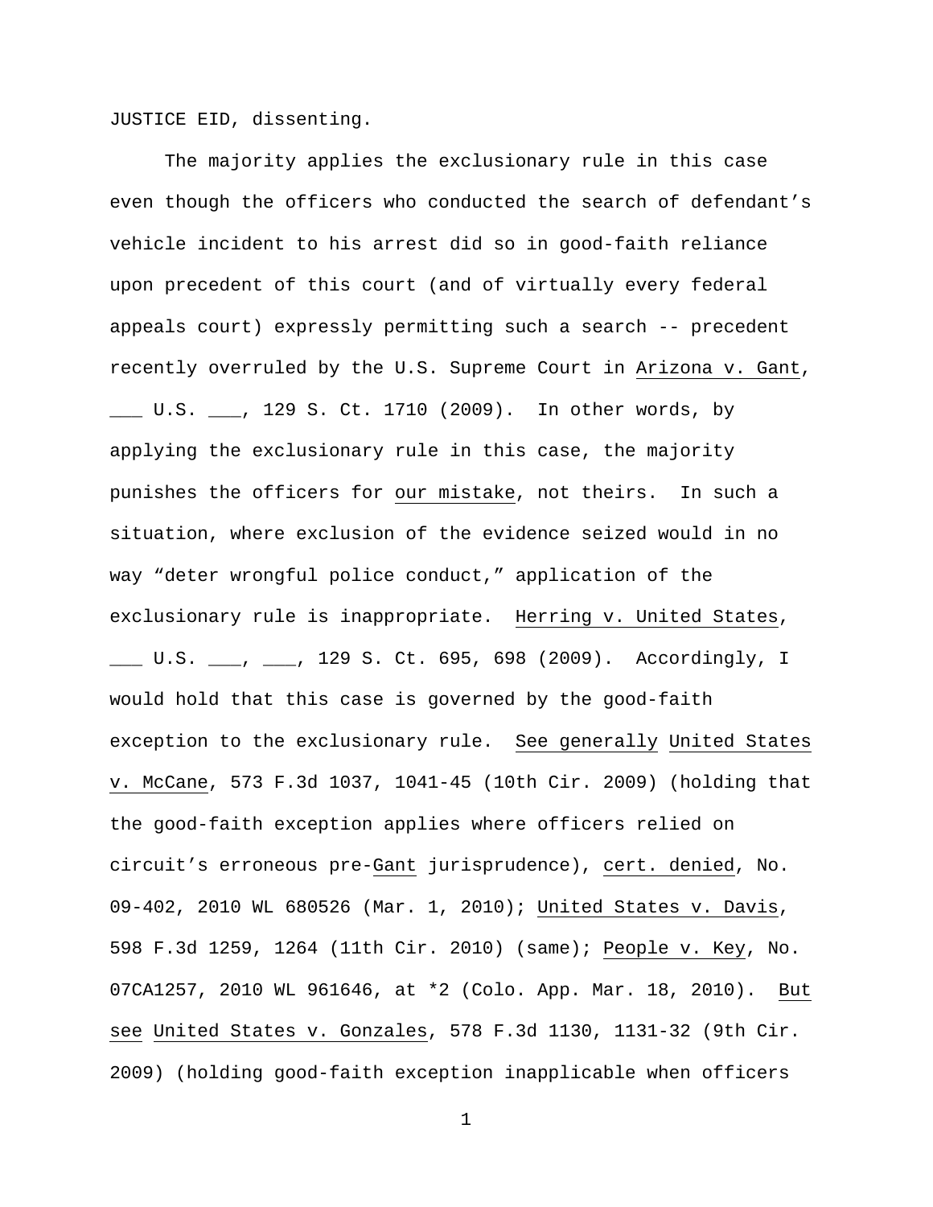JUSTICE EID, dissenting.

The majority applies the exclusionary rule in this case even though the officers who conducted the search of defendant's vehicle incident to his arrest did so in good-faith reliance upon precedent of this court (and of virtually every federal appeals court) expressly permitting such a search -- precedent recently overruled by the U.S. Supreme Court in _Arizona v. Gant_, ___ U.S. ___, 129 S. Ct. 1710 (2009). In other words, by applying the exclusionary rule in this case, the majority punishes the officers for _our mistake_, not theirs. In such a situation, where exclusion of the evidence seized would in no way "deter wrongful police conduct," application of the exclusionary rule is inappropriate. _Herring v. United States_, ___ U.S. ___, ___, 129 S. Ct. 695, 698 (2009). Accordingly, I would hold that this case is governed by the good-faith exception to the exclusionary rule. _See generally_ _United States v. McCane_, 573 F.3d 1037, 1041-45 (10th Cir. 2009) (holding that the good-faith exception applies where officers relied on circuit's erroneous pre-_Gant_ jurisprudence), _cert. denied_, No. 09-402, 2010 WL 680526 (Mar. 1, 2010); _United States v. Davis_, 598 F.3d 1259, 1264 (11th Cir. 2010) (same); _People v. Key_, No. 07CA1257, 2010 WL 961646, at *2 (Colo. App. Mar. 18, 2010). _But see_ _United States v. Gonzales_, 578 F.3d 1130, 1131-32 (9th Cir. 2009) (holding good-faith exception inapplicable when officers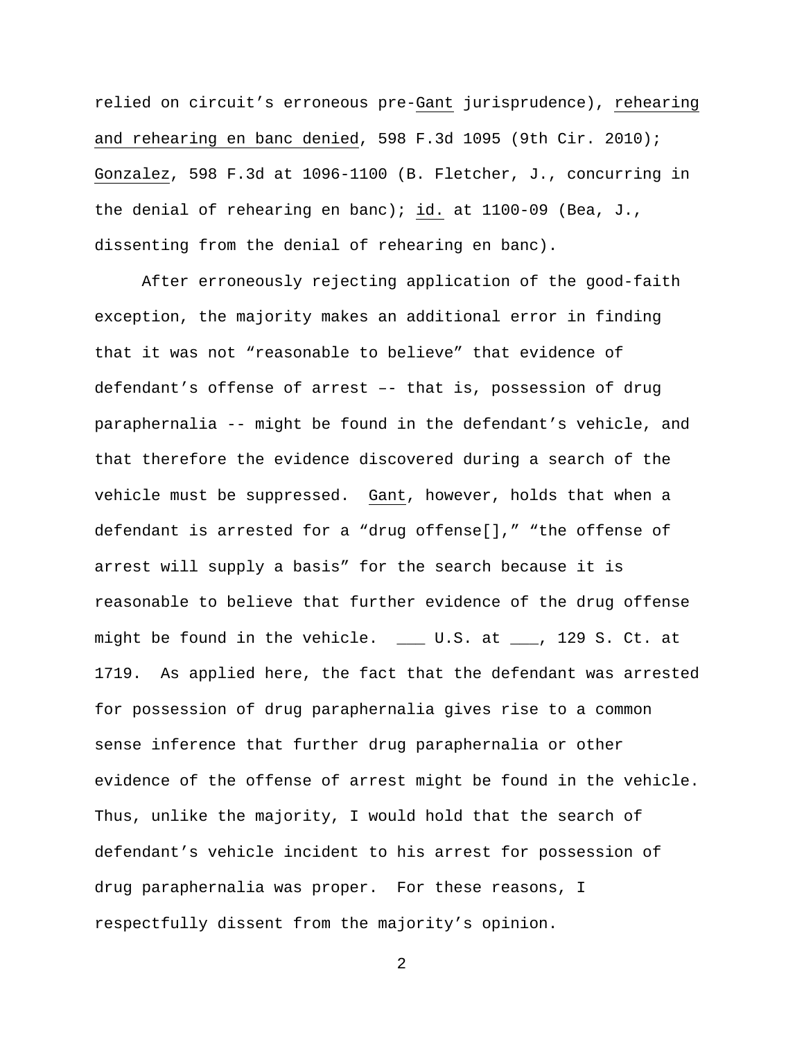relied on circuit's erroneous pre-Gant jurisprudence), rehearing and rehearing en banc denied, 598 F.3d 1095 (9th Cir. 2010); Gonzalez, 598 F.3d at 1096-1100 (B. Fletcher, J., concurring in the denial of rehearing en banc); id. at 1100-09 (Bea, J., dissenting from the denial of rehearing en banc).

After erroneously rejecting application of the good-faith exception, the majority makes an additional error in finding that it was not "reasonable to believe" that evidence of defendant's offense of arrest –- that is, possession of drug paraphernalia -- might be found in the defendant's vehicle, and that therefore the evidence discovered during a search of the vehicle must be suppressed. Gant, however, holds that when a defendant is arrested for a "drug offense[]," "the offense of arrest will supply a basis" for the search because it is reasonable to believe that further evidence of the drug offense might be found in the vehicle. ___ U.S. at ___, 129 S. Ct. at 1719. As applied here, the fact that the defendant was arrested for possession of drug paraphernalia gives rise to a common sense inference that further drug paraphernalia or other evidence of the offense of arrest might be found in the vehicle. Thus, unlike the majority, I would hold that the search of defendant's vehicle incident to his arrest for possession of drug paraphernalia was proper. For these reasons, I respectfully dissent from the majority's opinion.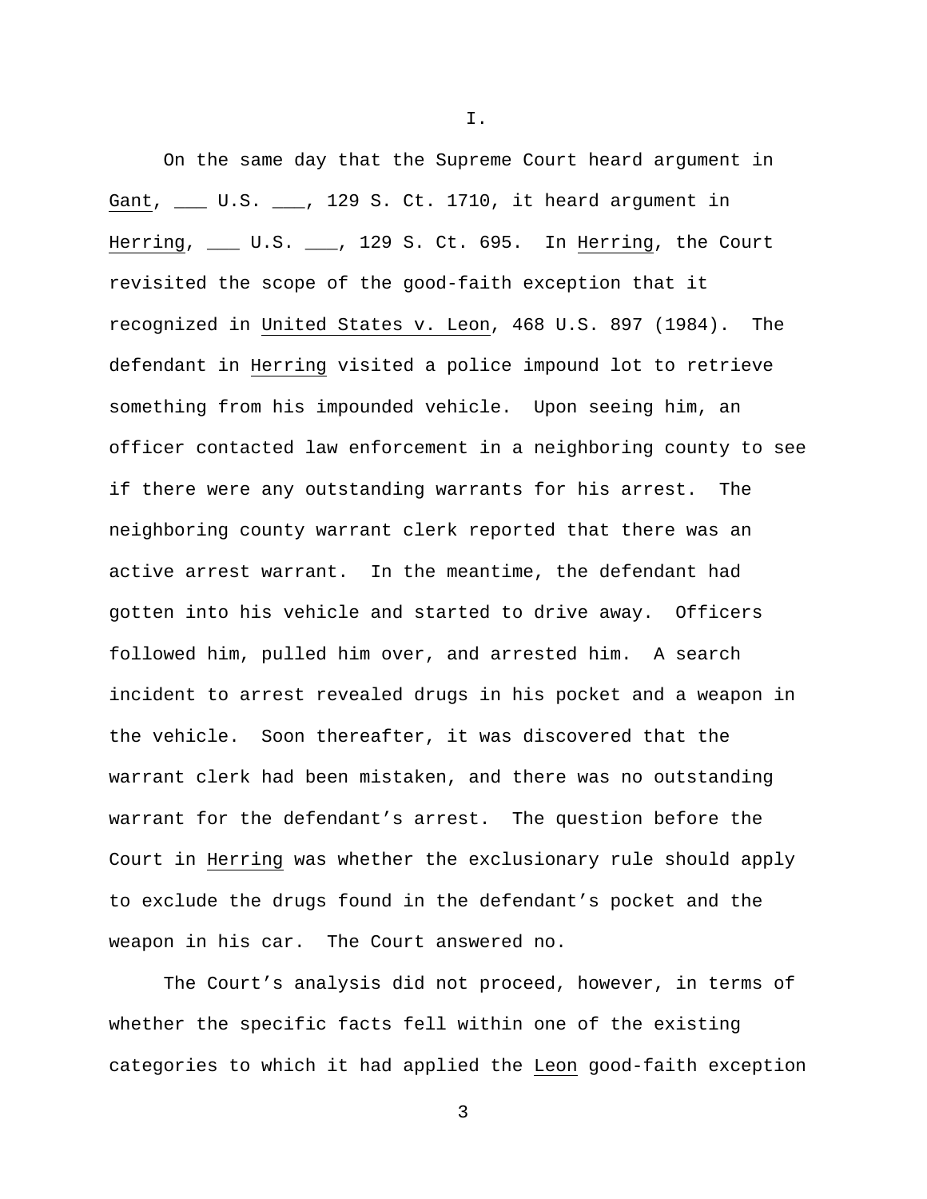I.

On the same day that the Supreme Court heard argument in Gant, ___ U.S. ___, 129 S. Ct. 1710, it heard argument in Herring, ___ U.S. ___, 129 S. Ct. 695. In Herring, the Court revisited the scope of the good-faith exception that it recognized in United States v. Leon, 468 U.S. 897 (1984). The defendant in Herring visited a police impound lot to retrieve something from his impounded vehicle. Upon seeing him, an officer contacted law enforcement in a neighboring county to see if there were any outstanding warrants for his arrest. The neighboring county warrant clerk reported that there was an active arrest warrant. In the meantime, the defendant had gotten into his vehicle and started to drive away. Officers followed him, pulled him over, and arrested him. A search incident to arrest revealed drugs in his pocket and a weapon in the vehicle. Soon thereafter, it was discovered that the warrant clerk had been mistaken, and there was no outstanding warrant for the defendant's arrest. The question before the Court in Herring was whether the exclusionary rule should apply to exclude the drugs found in the defendant's pocket and the weapon in his car. The Court answered no.

The Court's analysis did not proceed, however, in terms of whether the specific facts fell within one of the existing categories to which it had applied the Leon good-faith exception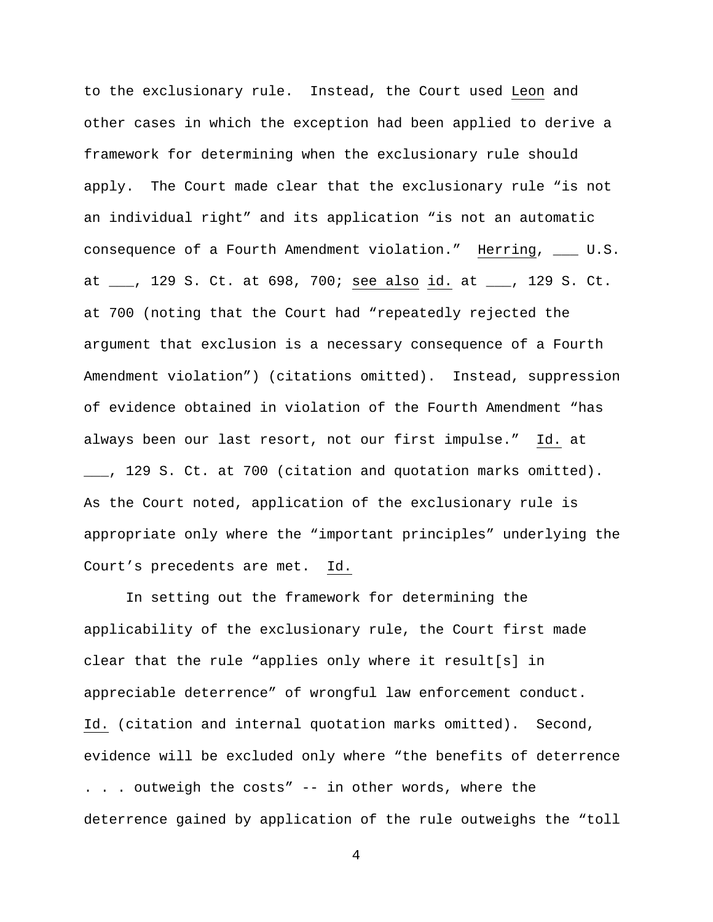to the exclusionary rule. Instead, the Court used Leon and other cases in which the exception had been applied to derive a framework for determining when the exclusionary rule should apply. The Court made clear that the exclusionary rule "is not an individual right" and its application "is not an automatic consequence of a Fourth Amendment violation." Herring, ___ U.S. at ___, 129 S. Ct. at 698, 700; see also id. at ___, 129 S. Ct. at 700 (noting that the Court had "repeatedly rejected the argument that exclusion is a necessary consequence of a Fourth Amendment violation") (citations omitted). Instead, suppression of evidence obtained in violation of the Fourth Amendment "has always been our last resort, not our first impulse." Id. at ___, 129 S. Ct. at 700 (citation and quotation marks omitted). As the Court noted, application of the exclusionary rule is appropriate only where the "important principles" underlying the Court's precedents are met. Id.

In setting out the framework for determining the applicability of the exclusionary rule, the Court first made clear that the rule "applies only where it result[s] in appreciable deterrence" of wrongful law enforcement conduct. Id. (citation and internal quotation marks omitted). Second, evidence will be excluded only where "the benefits of deterrence . . . outweigh the costs" -- in other words, where the deterrence gained by application of the rule outweighs the "toll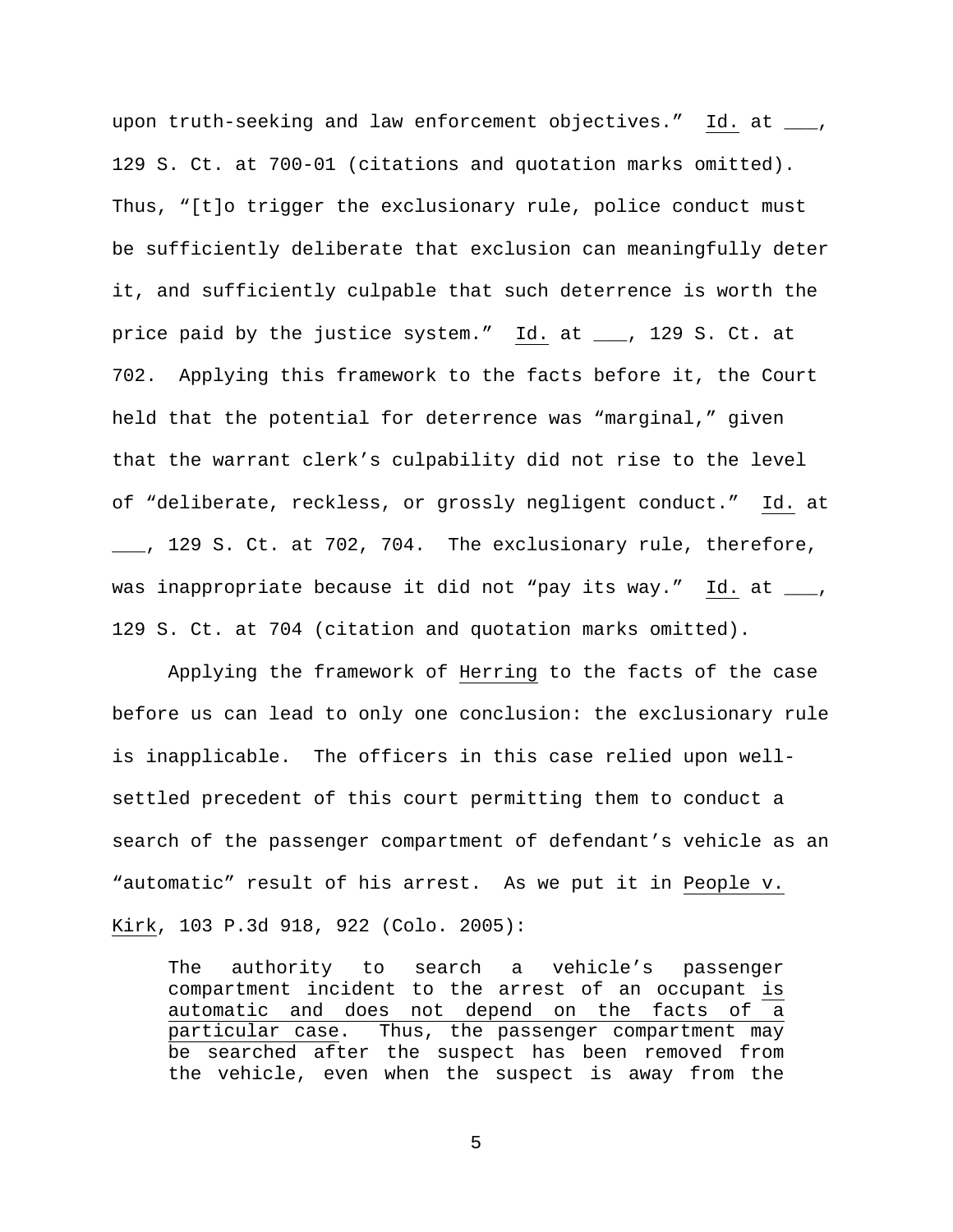upon truth-seeking and law enforcement objectives." Id. at ___, 129 S. Ct. at 700-01 (citations and quotation marks omitted). Thus, "[t]o trigger the exclusionary rule, police conduct must be sufficiently deliberate that exclusion can meaningfully deter it, and sufficiently culpable that such deterrence is worth the price paid by the justice system." Id. at ___, 129 S. Ct. at 702. Applying this framework to the facts before it, the Court held that the potential for deterrence was "marginal," given that the warrant clerk's culpability did not rise to the level of "deliberate, reckless, or grossly negligent conduct." Id. at ___, 129 S. Ct. at 702, 704. The exclusionary rule, therefore, was inappropriate because it did not "pay its way." Id. at ___, 129 S. Ct. at 704 (citation and quotation marks omitted).

Applying the framework of Herring to the facts of the case before us can lead to only one conclusion: the exclusionary rule is inapplicable. The officers in this case relied upon well-settled precedent of this court permitting them to conduct a search of the passenger compartment of defendant's vehicle as an "automatic" result of his arrest. As we put it in People v. Kirk, 103 P.3d 918, 922 (Colo. 2005):

> The authority to search a vehicle's passenger compartment incident to the arrest of an occupant is automatic and does not depend on the facts of a particular case. Thus, the passenger compartment may be searched after the suspect has been removed from the vehicle, even when the suspect is away from the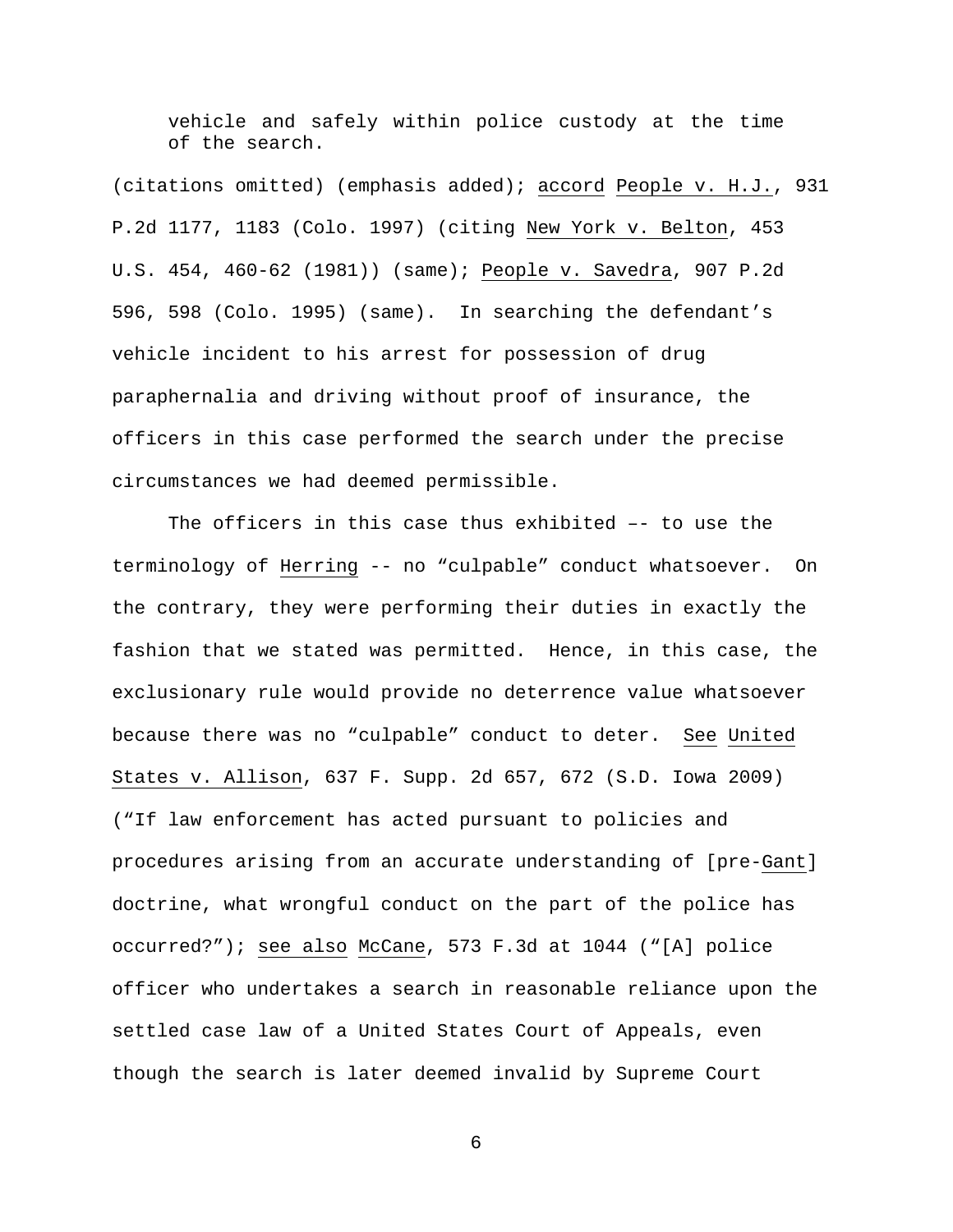> vehicle and safely within police custody at the time of the search.

(citations omitted) (emphasis added); accord People v. H.J., 931 P.2d 1177, 1183 (Colo. 1997) (citing New York v. Belton, 453 U.S. 454, 460-62 (1981)) (same); People v. Savedra, 907 P.2d 596, 598 (Colo. 1995) (same). In searching the defendant's vehicle incident to his arrest for possession of drug paraphernalia and driving without proof of insurance, the officers in this case performed the search under the precise circumstances we had deemed permissible.

The officers in this case thus exhibited –- to use the terminology of Herring -- no "culpable" conduct whatsoever. On the contrary, they were performing their duties in exactly the fashion that we stated was permitted. Hence, in this case, the exclusionary rule would provide no deterrence value whatsoever because there was no "culpable" conduct to deter. See United States v. Allison, 637 F. Supp. 2d 657, 672 (S.D. Iowa 2009) ("If law enforcement has acted pursuant to policies and procedures arising from an accurate understanding of [pre-Gant] doctrine, what wrongful conduct on the part of the police has occurred?"); see also McCane, 573 F.3d at 1044 ("[A] police officer who undertakes a search in reasonable reliance upon the settled case law of a United States Court of Appeals, even though the search is later deemed invalid by Supreme Court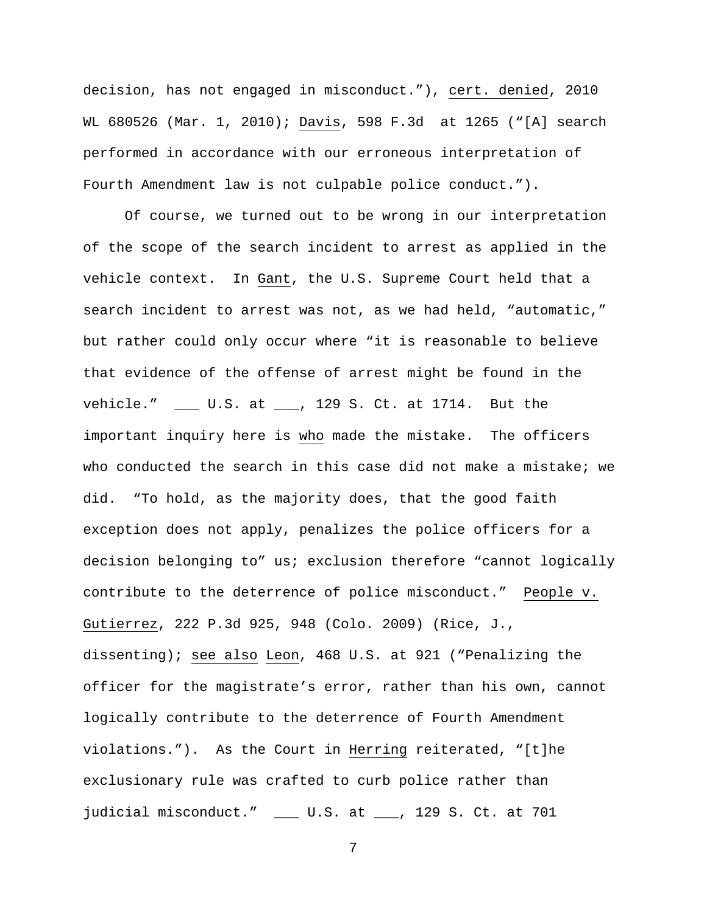decision, has not engaged in misconduct."), cert. denied, 2010 WL 680526 (Mar. 1, 2010); Davis, 598 F.3d at 1265 ("[A] search performed in accordance with our erroneous interpretation of Fourth Amendment law is not culpable police conduct.").

Of course, we turned out to be wrong in our interpretation of the scope of the search incident to arrest as applied in the vehicle context. In Gant, the U.S. Supreme Court held that a search incident to arrest was not, as we had held, "automatic," but rather could only occur where "it is reasonable to believe that evidence of the offense of arrest might be found in the vehicle." ___ U.S. at ___, 129 S. Ct. at 1714. But the important inquiry here is who made the mistake. The officers who conducted the search in this case did not make a mistake; we did. "To hold, as the majority does, that the good faith exception does not apply, penalizes the police officers for a decision belonging to" us; exclusion therefore "cannot logically contribute to the deterrence of police misconduct." People v. Gutierrez, 222 P.3d 925, 948 (Colo. 2009) (Rice, J., dissenting); see also Leon, 468 U.S. at 921 ("Penalizing the officer for the magistrate's error, rather than his own, cannot logically contribute to the deterrence of Fourth Amendment violations."). As the Court in Herring reiterated, "[t]he exclusionary rule was crafted to curb police rather than judicial misconduct." ___ U.S. at ___, 129 S. Ct. at 701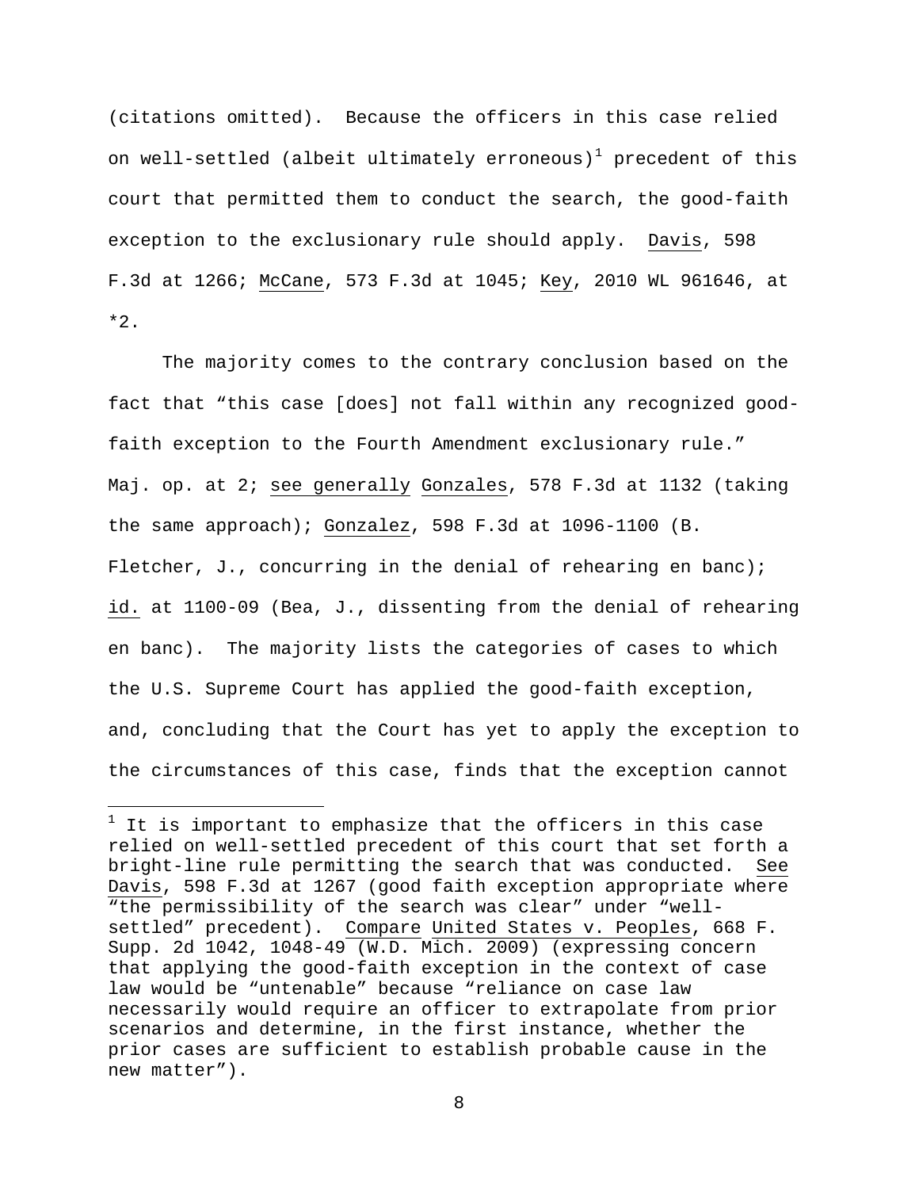(citations omitted). Because the officers in this case relied on well-settled (albeit ultimately erroneous)[1] precedent of this court that permitted them to conduct the search, the good-faith exception to the exclusionary rule should apply. Davis, 598 F.3d at 1266; McCane, 573 F.3d at 1045; Key, 2010 WL 961646, at *2.

The majority comes to the contrary conclusion based on the fact that "this case [does] not fall within any recognized good-faith exception to the Fourth Amendment exclusionary rule." Maj. op. at 2; see generally Gonzales, 578 F.3d at 1132 (taking the same approach); Gonzalez, 598 F.3d at 1096-1100 (B. Fletcher, J., concurring in the denial of rehearing en banc); id. at 1100-09 (Bea, J., dissenting from the denial of rehearing en banc). The majority lists the categories of cases to which the U.S. Supreme Court has applied the good-faith exception, and, concluding that the Court has yet to apply the exception to the circumstances of this case, finds that the exception cannot

[1] It is important to emphasize that the officers in this case relied on well-settled precedent of this court that set forth a bright-line rule permitting the search that was conducted. See Davis, 598 F.3d at 1267 (good faith exception appropriate where "the permissibility of the search was clear" under "well-settled" precedent). Compare United States v. Peoples, 668 F. Supp. 2d 1042, 1048-49 (W.D. Mich. 2009) (expressing concern that applying the good-faith exception in the context of case law would be "untenable" because "reliance on case law necessarily would require an officer to extrapolate from prior scenarios and determine, in the first instance, whether the prior cases are sufficient to establish probable cause in the new matter").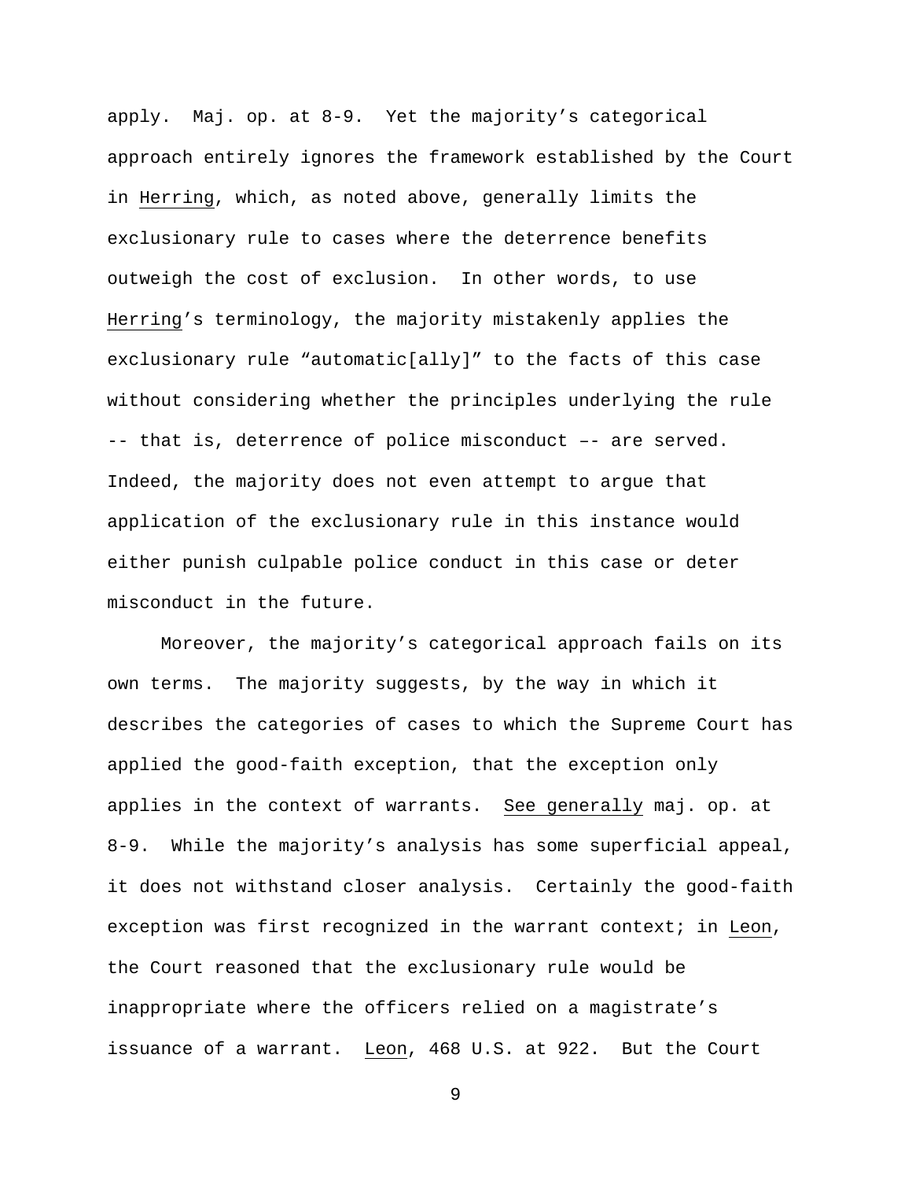apply. Maj. op. at 8-9. Yet the majority's categorical approach entirely ignores the framework established by the Court in Herring, which, as noted above, generally limits the exclusionary rule to cases where the deterrence benefits outweigh the cost of exclusion. In other words, to use Herring's terminology, the majority mistakenly applies the exclusionary rule "automatic[ally]" to the facts of this case without considering whether the principles underlying the rule -- that is, deterrence of police misconduct –- are served. Indeed, the majority does not even attempt to argue that application of the exclusionary rule in this instance would either punish culpable police conduct in this case or deter misconduct in the future.

Moreover, the majority's categorical approach fails on its own terms. The majority suggests, by the way in which it describes the categories of cases to which the Supreme Court has applied the good-faith exception, that the exception only applies in the context of warrants. See generally maj. op. at 8-9. While the majority's analysis has some superficial appeal, it does not withstand closer analysis. Certainly the good-faith exception was first recognized in the warrant context; in Leon, the Court reasoned that the exclusionary rule would be inappropriate where the officers relied on a magistrate's issuance of a warrant. Leon, 468 U.S. at 922. But the Court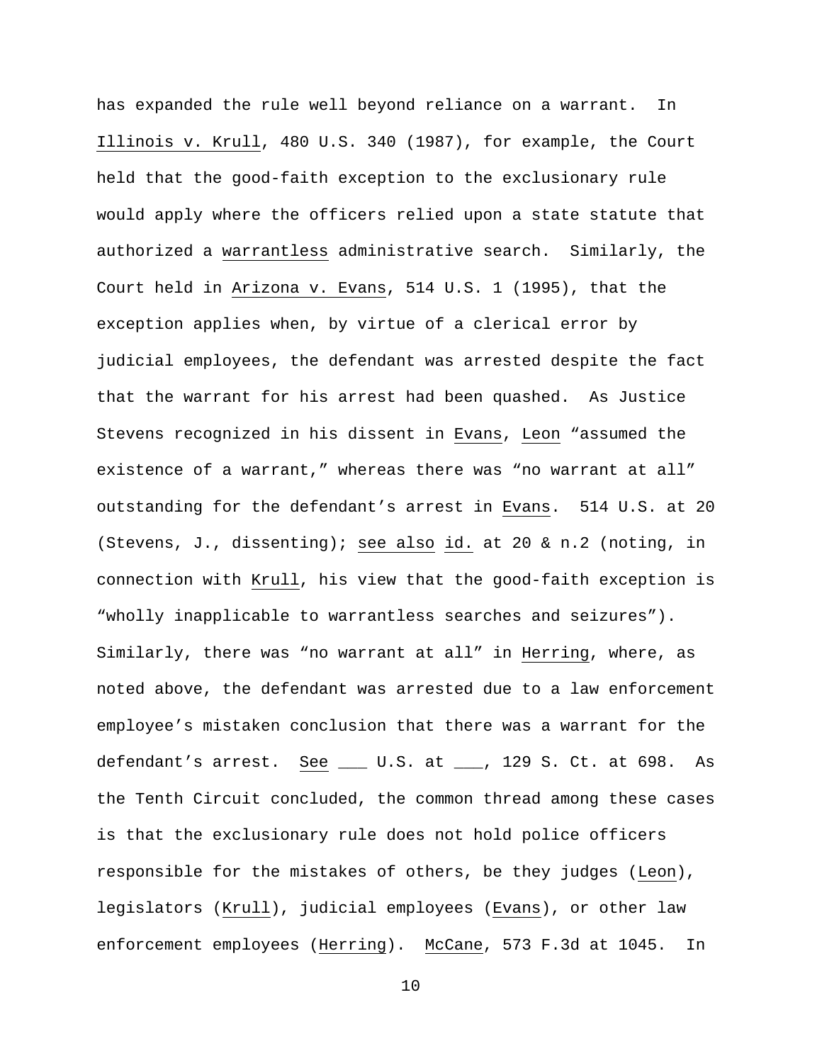has expanded the rule well beyond reliance on a warrant. In Illinois v. Krull, 480 U.S. 340 (1987), for example, the Court held that the good-faith exception to the exclusionary rule would apply where the officers relied upon a state statute that authorized a warrantless administrative search. Similarly, the Court held in Arizona v. Evans, 514 U.S. 1 (1995), that the exception applies when, by virtue of a clerical error by judicial employees, the defendant was arrested despite the fact that the warrant for his arrest had been quashed. As Justice Stevens recognized in his dissent in Evans, Leon "assumed the existence of a warrant," whereas there was "no warrant at all" outstanding for the defendant's arrest in Evans. 514 U.S. at 20 (Stevens, J., dissenting); see also id. at 20 & n.2 (noting, in connection with Krull, his view that the good-faith exception is "wholly inapplicable to warrantless searches and seizures"). Similarly, there was "no warrant at all" in Herring, where, as noted above, the defendant was arrested due to a law enforcement employee's mistaken conclusion that there was a warrant for the defendant's arrest. See ___ U.S. at ___, 129 S. Ct. at 698. As the Tenth Circuit concluded, the common thread among these cases is that the exclusionary rule does not hold police officers responsible for the mistakes of others, be they judges (Leon), legislators (Krull), judicial employees (Evans), or other law enforcement employees (Herring). McCane, 573 F.3d at 1045. In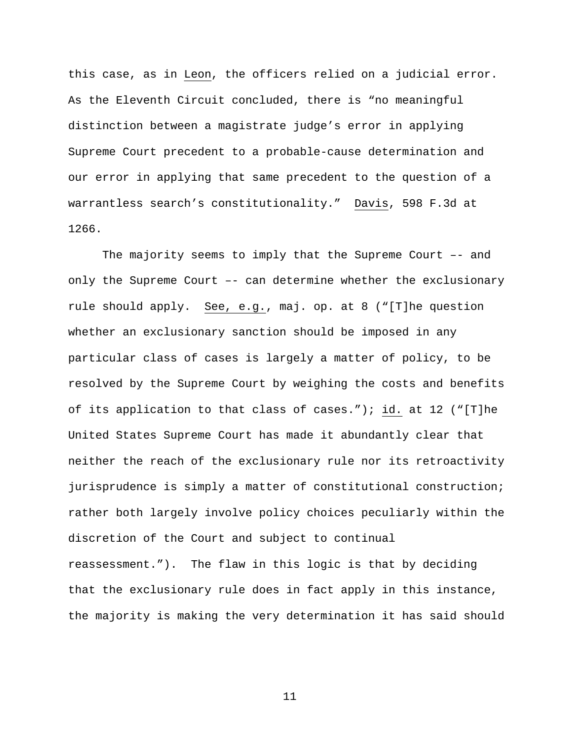this case, as in Leon, the officers relied on a judicial error. As the Eleventh Circuit concluded, there is "no meaningful distinction between a magistrate judge's error in applying Supreme Court precedent to a probable-cause determination and our error in applying that same precedent to the question of a warrantless search's constitutionality." Davis, 598 F.3d at 1266.

The majority seems to imply that the Supreme Court –- and only the Supreme Court –- can determine whether the exclusionary rule should apply. See, e.g., maj. op. at 8 ("[T]he question whether an exclusionary sanction should be imposed in any particular class of cases is largely a matter of policy, to be resolved by the Supreme Court by weighing the costs and benefits of its application to that class of cases."); id. at 12 ("[T]he United States Supreme Court has made it abundantly clear that neither the reach of the exclusionary rule nor its retroactivity jurisprudence is simply a matter of constitutional construction; rather both largely involve policy choices peculiarly within the discretion of the Court and subject to continual reassessment."). The flaw in this logic is that by deciding that the exclusionary rule does in fact apply in this instance, the majority is making the very determination it has said should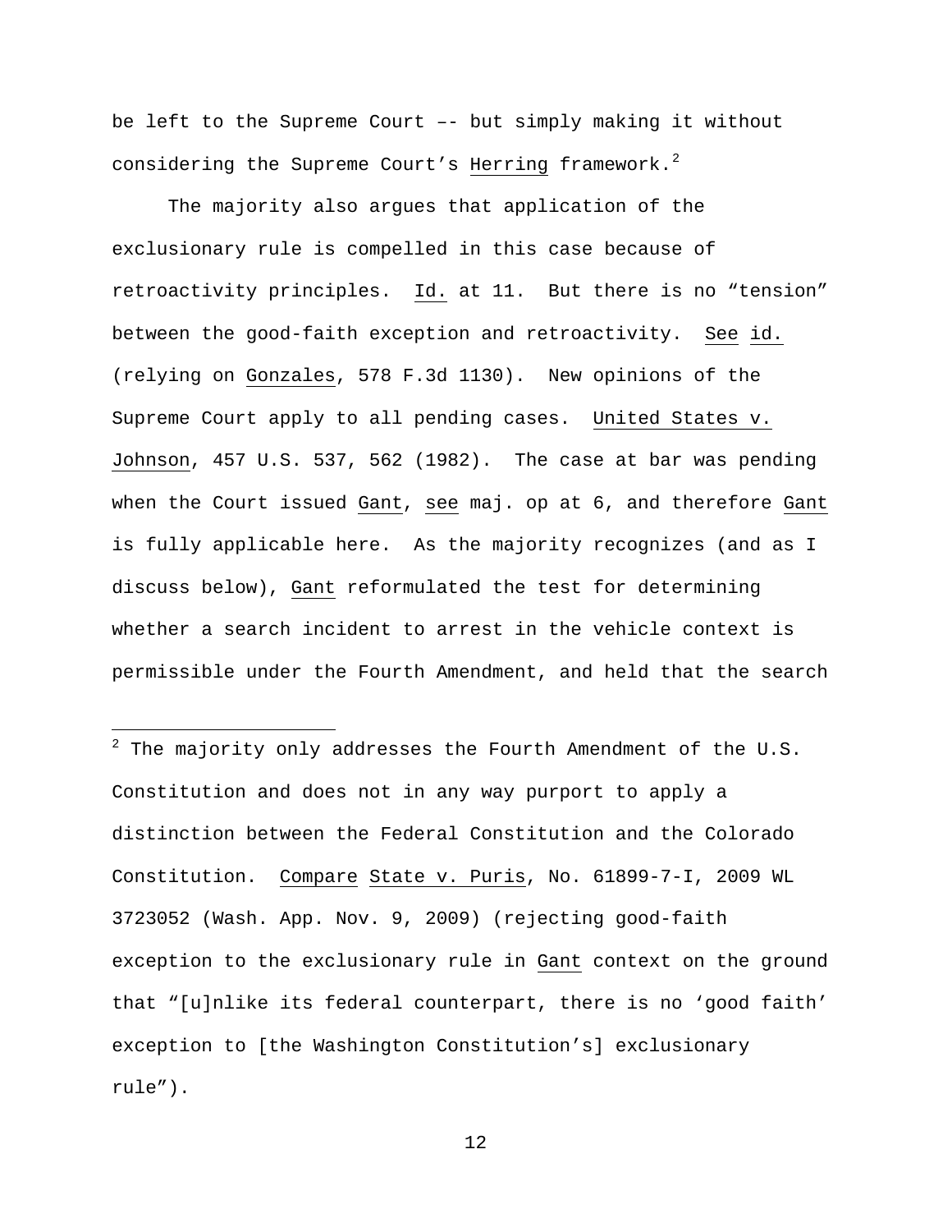be left to the Supreme Court –- but simply making it without considering the Supreme Court's Herring framework.[2]

The majority also argues that application of the exclusionary rule is compelled in this case because of retroactivity principles. Id. at 11. But there is no "tension" between the good-faith exception and retroactivity. See id. (relying on Gonzales, 578 F.3d 1130). New opinions of the Supreme Court apply to all pending cases. United States v. Johnson, 457 U.S. 537, 562 (1982). The case at bar was pending when the Court issued Gant, see maj. op at 6, and therefore Gant is fully applicable here. As the majority recognizes (and as I discuss below), Gant reformulated the test for determining whether a search incident to arrest in the vehicle context is permissible under the Fourth Amendment, and held that the search

---

[2] The majority only addresses the Fourth Amendment of the U.S. Constitution and does not in any way purport to apply a distinction between the Federal Constitution and the Colorado Constitution. Compare State v. Puris, No. 61899-7-I, 2009 WL 3723052 (Wash. App. Nov. 9, 2009) (rejecting good-faith exception to the exclusionary rule in Gant context on the ground that "[u]nlike its federal counterpart, there is no 'good faith' exception to [the Washington Constitution's] exclusionary rule").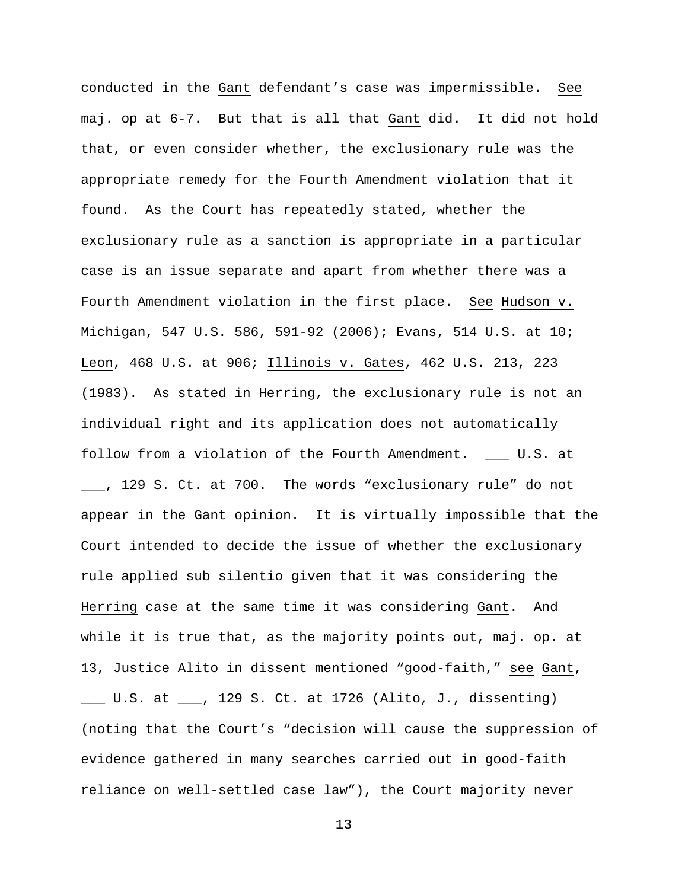conducted in the _Gant_ defendant's case was impermissible. _See_ maj. op at 6-7. But that is all that _Gant_ did. It did not hold that, or even consider whether, the exclusionary rule was the appropriate remedy for the Fourth Amendment violation that it found. As the Court has repeatedly stated, whether the exclusionary rule as a sanction is appropriate in a particular case is an issue separate and apart from whether there was a Fourth Amendment violation in the first place. _See_ _Hudson v. Michigan_, 547 U.S. 586, 591-92 (2006); _Evans_, 514 U.S. at 10; _Leon_, 468 U.S. at 906; _Illinois v. Gates_, 462 U.S. 213, 223 (1983). As stated in _Herring_, the exclusionary rule is not an individual right and its application does not automatically follow from a violation of the Fourth Amendment. ___ U.S. at ___, 129 S. Ct. at 700. The words "exclusionary rule" do not appear in the _Gant_ opinion. It is virtually impossible that the Court intended to decide the issue of whether the exclusionary rule applied _sub silentio_ given that it was considering the _Herring_ case at the same time it was considering _Gant_. And while it is true that, as the majority points out, maj. op. at 13, Justice Alito in dissent mentioned "good-faith," _see_ _Gant_, ___ U.S. at ___, 129 S. Ct. at 1726 (Alito, J., dissenting) (noting that the Court's "decision will cause the suppression of evidence gathered in many searches carried out in good-faith reliance on well-settled case law"), the Court majority never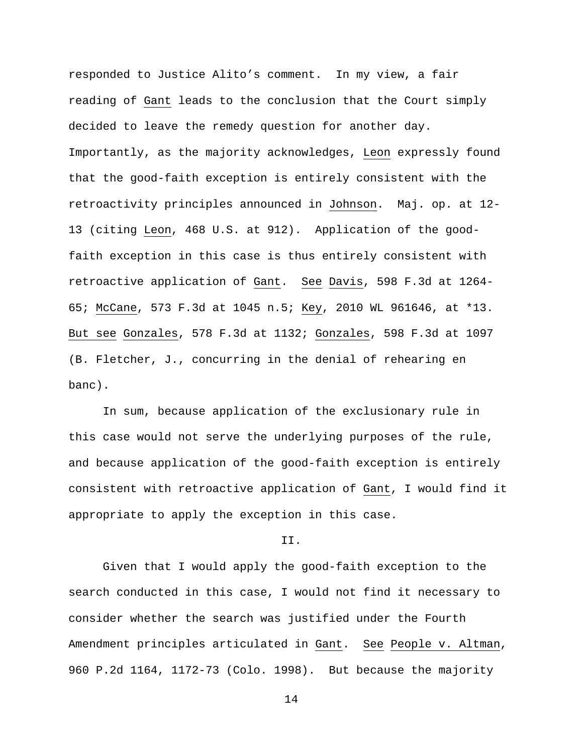responded to Justice Alito's comment. In my view, a fair reading of Gant leads to the conclusion that the Court simply decided to leave the remedy question for another day. Importantly, as the majority acknowledges, Leon expressly found that the good-faith exception is entirely consistent with the retroactivity principles announced in Johnson. Maj. op. at 12-13 (citing Leon, 468 U.S. at 912). Application of the good-faith exception in this case is thus entirely consistent with retroactive application of Gant. See Davis, 598 F.3d at 1264-65; McCane, 573 F.3d at 1045 n.5; Key, 2010 WL 961646, at *13. But see Gonzales, 578 F.3d at 1132; Gonzales, 598 F.3d at 1097 (B. Fletcher, J., concurring in the denial of rehearing en banc).

In sum, because application of the exclusionary rule in this case would not serve the underlying purposes of the rule, and because application of the good-faith exception is entirely consistent with retroactive application of Gant, I would find it appropriate to apply the exception in this case.

## II.

Given that I would apply the good-faith exception to the search conducted in this case, I would not find it necessary to consider whether the search was justified under the Fourth Amendment principles articulated in Gant. See People v. Altman, 960 P.2d 1164, 1172-73 (Colo. 1998). But because the majority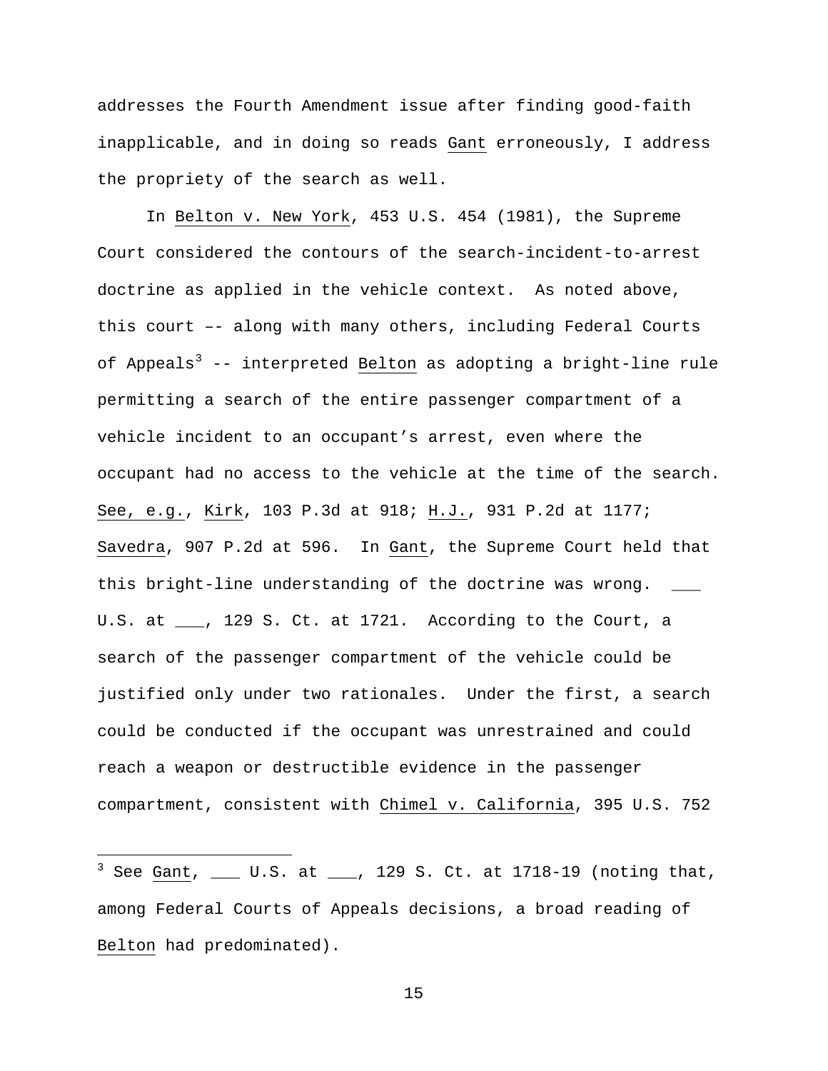addresses the Fourth Amendment issue after finding good-faith inapplicable, and in doing so reads Gant erroneously, I address the propriety of the search as well.

In Belton v. New York, 453 U.S. 454 (1981), the Supreme Court considered the contours of the search-incident-to-arrest doctrine as applied in the vehicle context. As noted above, this court –- along with many others, including Federal Courts of Appeals[3] -- interpreted Belton as adopting a bright-line rule permitting a search of the entire passenger compartment of a vehicle incident to an occupant's arrest, even where the occupant had no access to the vehicle at the time of the search. See, e.g., Kirk, 103 P.3d at 918; H.J., 931 P.2d at 1177; Savedra, 907 P.2d at 596. In Gant, the Supreme Court held that this bright-line understanding of the doctrine was wrong. ___ U.S. at ___, 129 S. Ct. at 1721. According to the Court, a search of the passenger compartment of the vehicle could be justified only under two rationales. Under the first, a search could be conducted if the occupant was unrestrained and could reach a weapon or destructible evidence in the passenger compartment, consistent with Chimel v. California, 395 U.S. 752

---

[3] See Gant, ___ U.S. at ___, 129 S. Ct. at 1718-19 (noting that, among Federal Courts of Appeals decisions, a broad reading of Belton had predominated).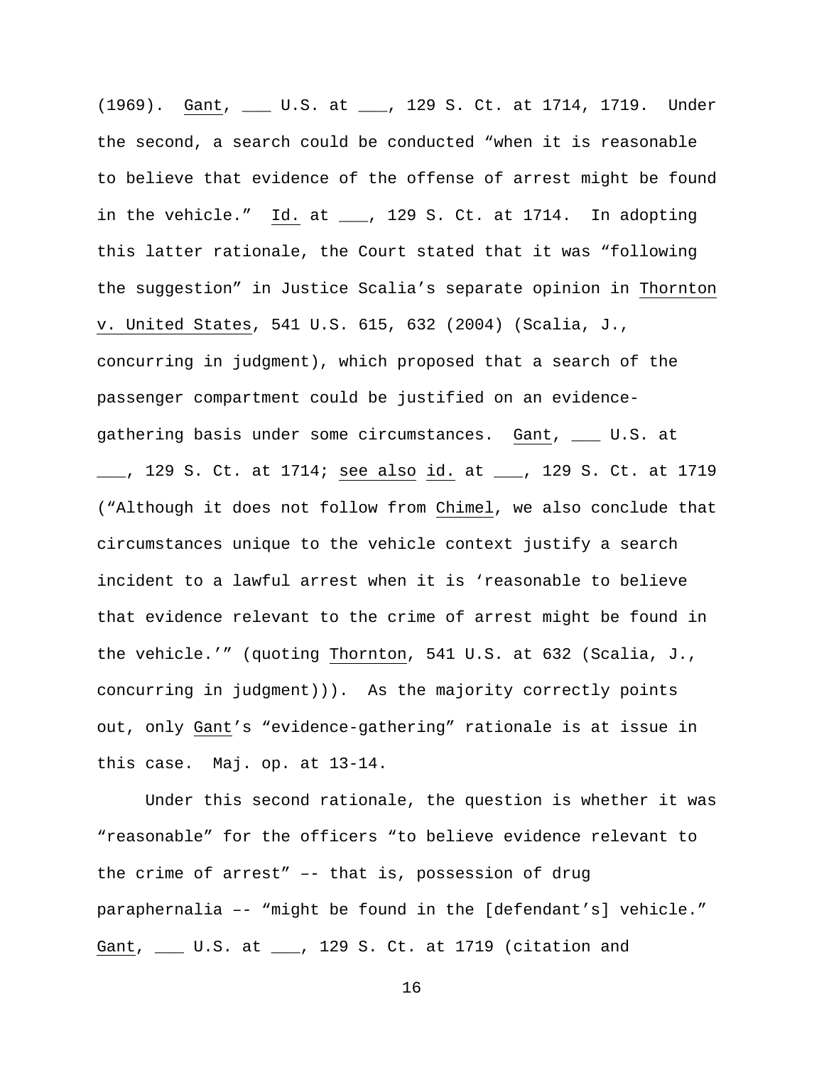(1969). Gant, ___ U.S. at ___, 129 S. Ct. at 1714, 1719. Under the second, a search could be conducted "when it is reasonable to believe that evidence of the offense of arrest might be found in the vehicle." Id. at ___, 129 S. Ct. at 1714. In adopting this latter rationale, the Court stated that it was "following the suggestion" in Justice Scalia's separate opinion in Thornton v. United States, 541 U.S. 615, 632 (2004) (Scalia, J., concurring in judgment), which proposed that a search of the passenger compartment could be justified on an evidence-gathering basis under some circumstances. Gant, ___ U.S. at ___, 129 S. Ct. at 1714; see also id. at ___, 129 S. Ct. at 1719 ("Although it does not follow from Chimel, we also conclude that circumstances unique to the vehicle context justify a search incident to a lawful arrest when it is 'reasonable to believe that evidence relevant to the crime of arrest might be found in the vehicle.'" (quoting Thornton, 541 U.S. at 632 (Scalia, J., concurring in judgment))). As the majority correctly points out, only Gant's "evidence-gathering" rationale is at issue in this case. Maj. op. at 13-14.

Under this second rationale, the question is whether it was "reasonable" for the officers "to believe evidence relevant to the crime of arrest" –- that is, possession of drug paraphernalia –- "might be found in the [defendant's] vehicle." Gant, ___ U.S. at ___, 129 S. Ct. at 1719 (citation and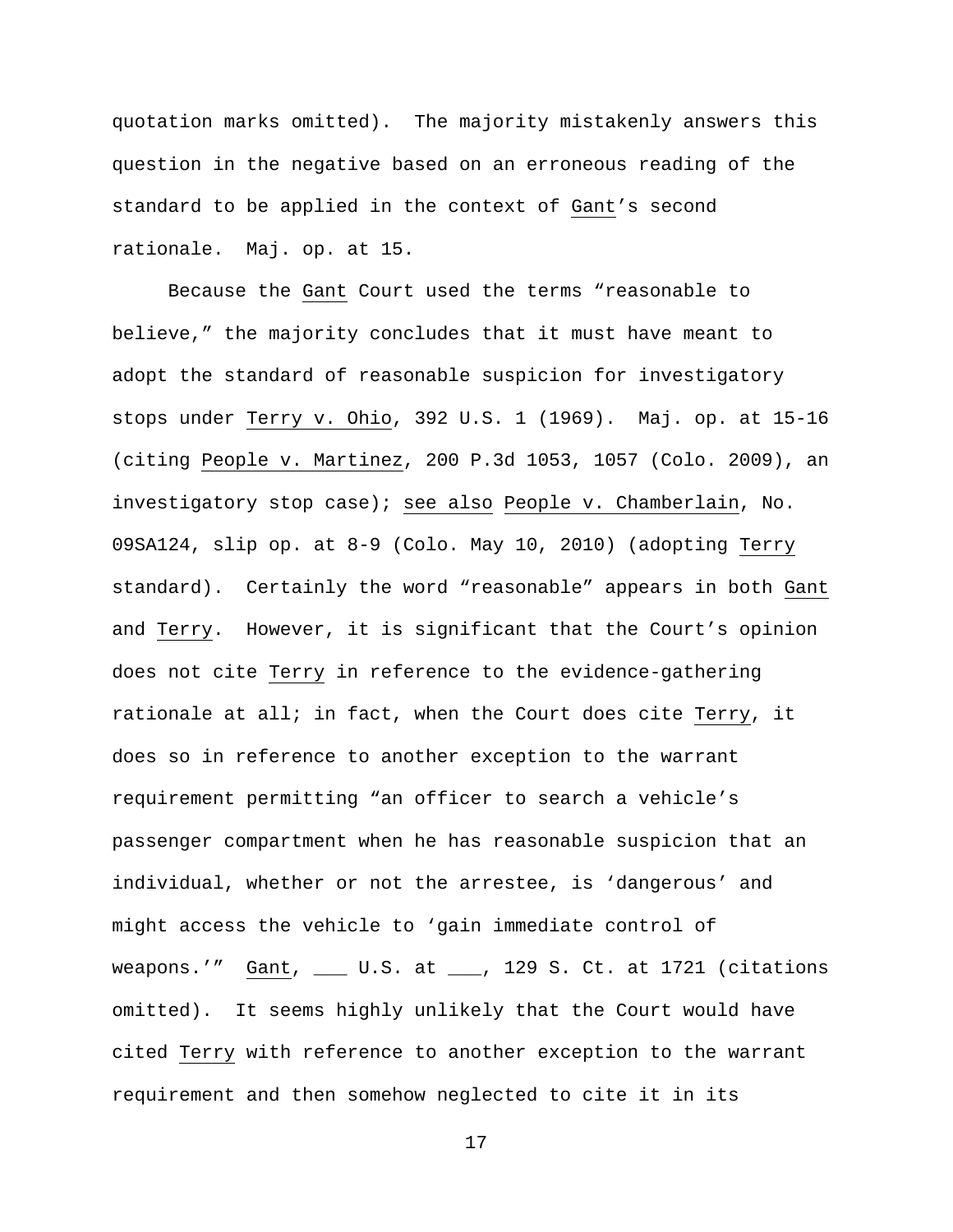quotation marks omitted). The majority mistakenly answers this question in the negative based on an erroneous reading of the standard to be applied in the context of Gant's second rationale. Maj. op. at 15.

Because the Gant Court used the terms "reasonable to believe," the majority concludes that it must have meant to adopt the standard of reasonable suspicion for investigatory stops under Terry v. Ohio, 392 U.S. 1 (1969). Maj. op. at 15-16 (citing People v. Martinez, 200 P.3d 1053, 1057 (Colo. 2009), an investigatory stop case); see also People v. Chamberlain, No. 09SA124, slip op. at 8-9 (Colo. May 10, 2010) (adopting Terry standard). Certainly the word "reasonable" appears in both Gant and Terry. However, it is significant that the Court's opinion does not cite Terry in reference to the evidence-gathering rationale at all; in fact, when the Court does cite Terry, it does so in reference to another exception to the warrant requirement permitting "an officer to search a vehicle's passenger compartment when he has reasonable suspicion that an individual, whether or not the arrestee, is 'dangerous' and might access the vehicle to 'gain immediate control of weapons.'" Gant, ___ U.S. at ___, 129 S. Ct. at 1721 (citations omitted). It seems highly unlikely that the Court would have cited Terry with reference to another exception to the warrant requirement and then somehow neglected to cite it in its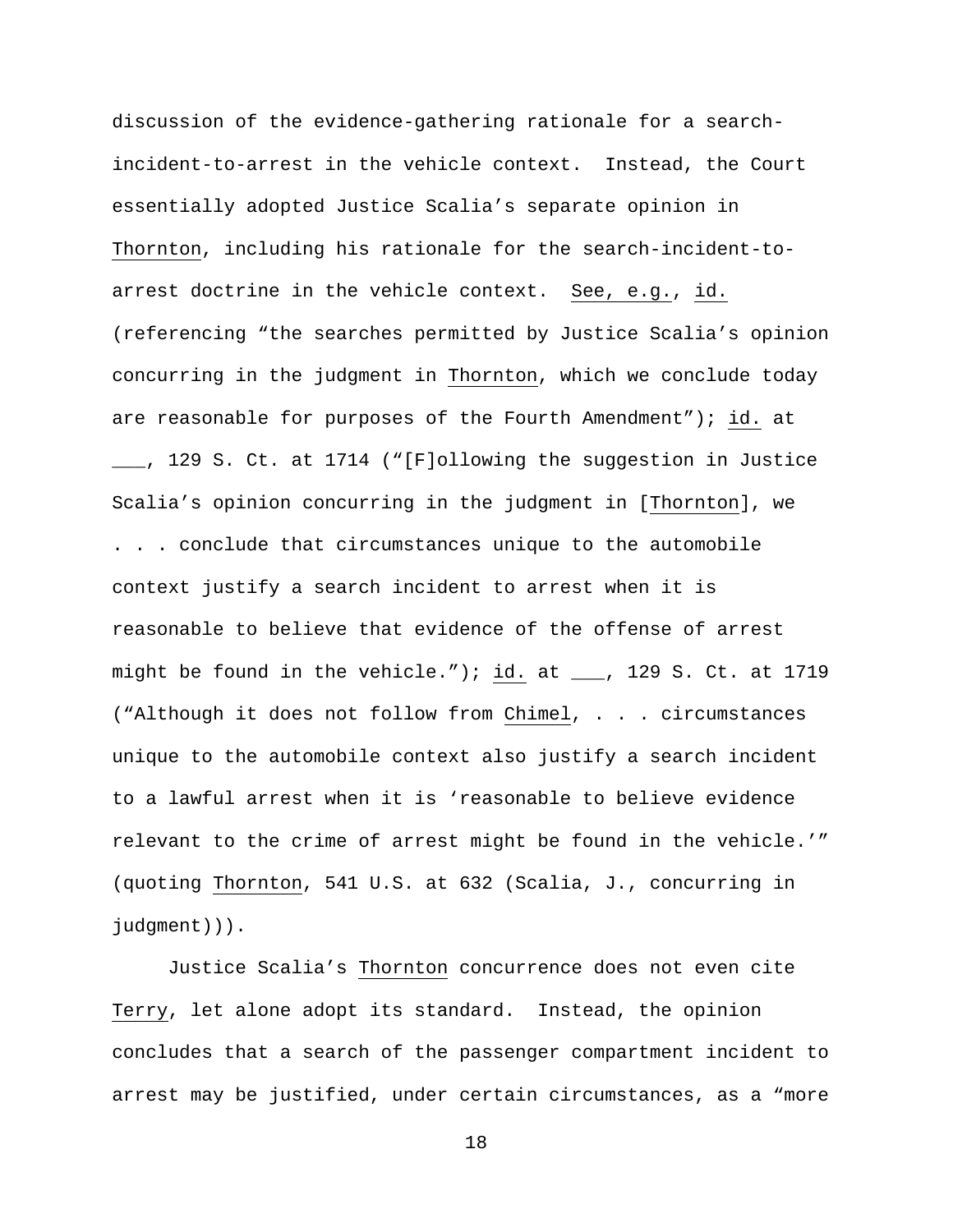discussion of the evidence-gathering rationale for a search-incident-to-arrest in the vehicle context. Instead, the Court essentially adopted Justice Scalia's separate opinion in Thornton, including his rationale for the search-incident-to-arrest doctrine in the vehicle context. See, e.g., id. (referencing "the searches permitted by Justice Scalia's opinion concurring in the judgment in Thornton, which we conclude today are reasonable for purposes of the Fourth Amendment"); id. at ___, 129 S. Ct. at 1714 ("[F]ollowing the suggestion in Justice Scalia's opinion concurring in the judgment in [Thornton], we . . . conclude that circumstances unique to the automobile context justify a search incident to arrest when it is reasonable to believe that evidence of the offense of arrest might be found in the vehicle."); id. at ___, 129 S. Ct. at 1719 ("Although it does not follow from Chimel, . . . circumstances unique to the automobile context also justify a search incident to a lawful arrest when it is 'reasonable to believe evidence relevant to the crime of arrest might be found in the vehicle.'" (quoting Thornton, 541 U.S. at 632 (Scalia, J., concurring in judgment))).

Justice Scalia's Thornton concurrence does not even cite Terry, let alone adopt its standard. Instead, the opinion concludes that a search of the passenger compartment incident to arrest may be justified, under certain circumstances, as a "more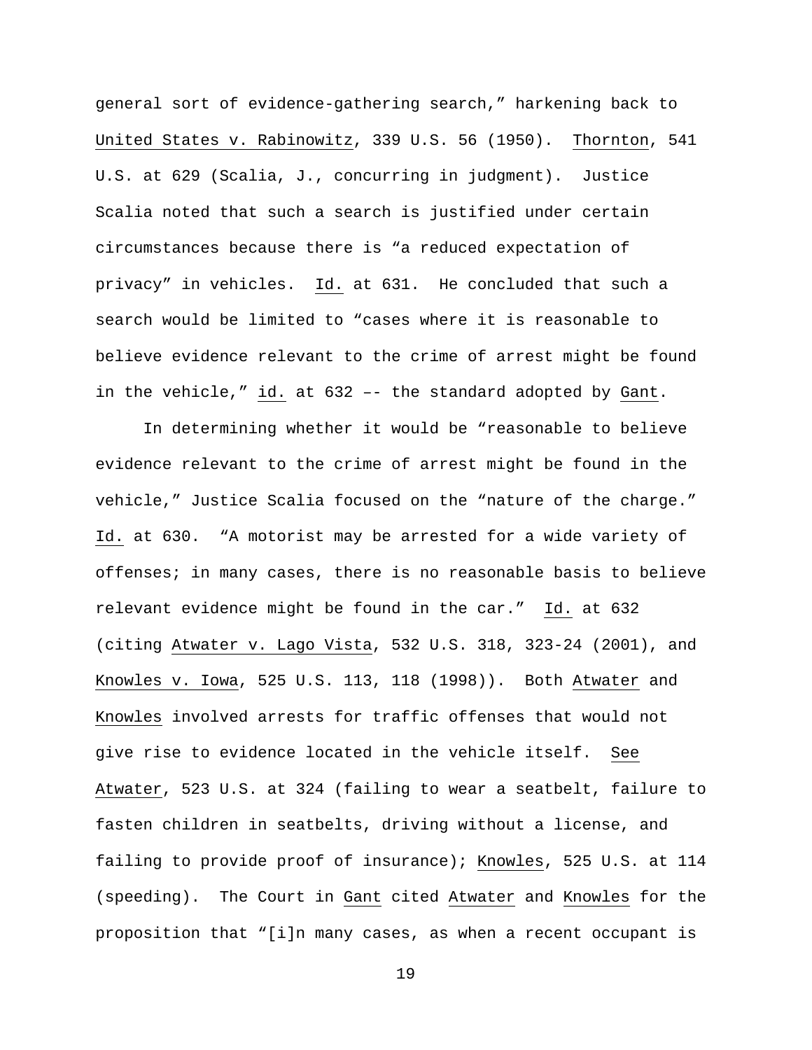general sort of evidence-gathering search," harkening back to United States v. Rabinowitz, 339 U.S. 56 (1950). Thornton, 541 U.S. at 629 (Scalia, J., concurring in judgment). Justice Scalia noted that such a search is justified under certain circumstances because there is "a reduced expectation of privacy" in vehicles. Id. at 631. He concluded that such a search would be limited to "cases where it is reasonable to believe evidence relevant to the crime of arrest might be found in the vehicle," id. at 632 –- the standard adopted by Gant.

In determining whether it would be "reasonable to believe evidence relevant to the crime of arrest might be found in the vehicle," Justice Scalia focused on the "nature of the charge." Id. at 630. "A motorist may be arrested for a wide variety of offenses; in many cases, there is no reasonable basis to believe relevant evidence might be found in the car." Id. at 632 (citing Atwater v. Lago Vista, 532 U.S. 318, 323-24 (2001), and Knowles v. Iowa, 525 U.S. 113, 118 (1998)). Both Atwater and Knowles involved arrests for traffic offenses that would not give rise to evidence located in the vehicle itself. See Atwater, 523 U.S. at 324 (failing to wear a seatbelt, failure to fasten children in seatbelts, driving without a license, and failing to provide proof of insurance); Knowles, 525 U.S. at 114 (speeding). The Court in Gant cited Atwater and Knowles for the proposition that "[i]n many cases, as when a recent occupant is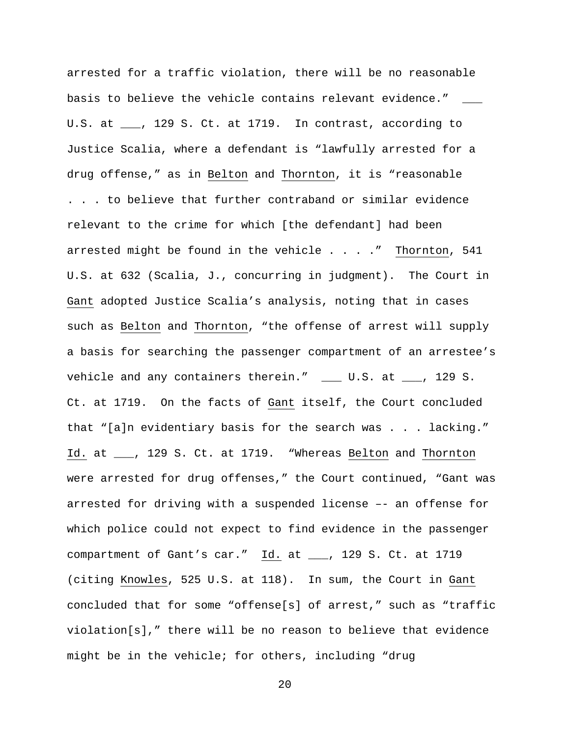arrested for a traffic violation, there will be no reasonable basis to believe the vehicle contains relevant evidence." ___ U.S. at ___, 129 S. Ct. at 1719. In contrast, according to Justice Scalia, where a defendant is "lawfully arrested for a drug offense," as in Belton and Thornton, it is "reasonable . . . to believe that further contraband or similar evidence relevant to the crime for which [the defendant] had been arrested might be found in the vehicle . . . ." Thornton, 541 U.S. at 632 (Scalia, J., concurring in judgment). The Court in Gant adopted Justice Scalia's analysis, noting that in cases such as Belton and Thornton, "the offense of arrest will supply a basis for searching the passenger compartment of an arrestee's vehicle and any containers therein." ___ U.S. at ___, 129 S. Ct. at 1719. On the facts of Gant itself, the Court concluded that "[a]n evidentiary basis for the search was . . . lacking." Id. at ___, 129 S. Ct. at 1719. "Whereas Belton and Thornton were arrested for drug offenses," the Court continued, "Gant was arrested for driving with a suspended license –- an offense for which police could not expect to find evidence in the passenger compartment of Gant's car." Id. at ___, 129 S. Ct. at 1719 (citing Knowles, 525 U.S. at 118). In sum, the Court in Gant concluded that for some "offense[s] of arrest," such as "traffic violation[s]," there will be no reason to believe that evidence might be in the vehicle; for others, including "drug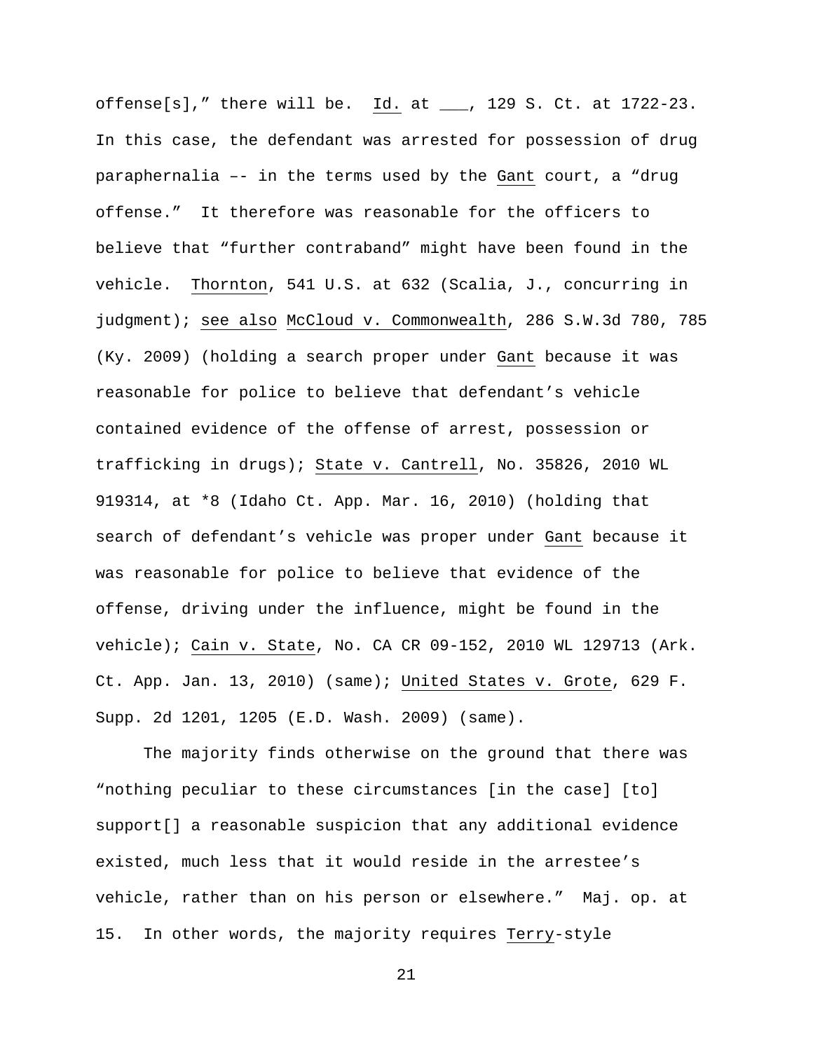offense[s]," there will be. Id. at ___, 129 S. Ct. at 1722-23. In this case, the defendant was arrested for possession of drug paraphernalia –- in the terms used by the Gant court, a "drug offense." It therefore was reasonable for the officers to believe that "further contraband" might have been found in the vehicle. Thornton, 541 U.S. at 632 (Scalia, J., concurring in judgment); see also McCloud v. Commonwealth, 286 S.W.3d 780, 785 (Ky. 2009) (holding a search proper under Gant because it was reasonable for police to believe that defendant's vehicle contained evidence of the offense of arrest, possession or trafficking in drugs); State v. Cantrell, No. 35826, 2010 WL 919314, at *8 (Idaho Ct. App. Mar. 16, 2010) (holding that search of defendant's vehicle was proper under Gant because it was reasonable for police to believe that evidence of the offense, driving under the influence, might be found in the vehicle); Cain v. State, No. CA CR 09-152, 2010 WL 129713 (Ark. Ct. App. Jan. 13, 2010) (same); United States v. Grote, 629 F. Supp. 2d 1201, 1205 (E.D. Wash. 2009) (same).

The majority finds otherwise on the ground that there was "nothing peculiar to these circumstances [in the case] [to] support[] a reasonable suspicion that any additional evidence existed, much less that it would reside in the arrestee's vehicle, rather than on his person or elsewhere." Maj. op. at 15. In other words, the majority requires Terry-style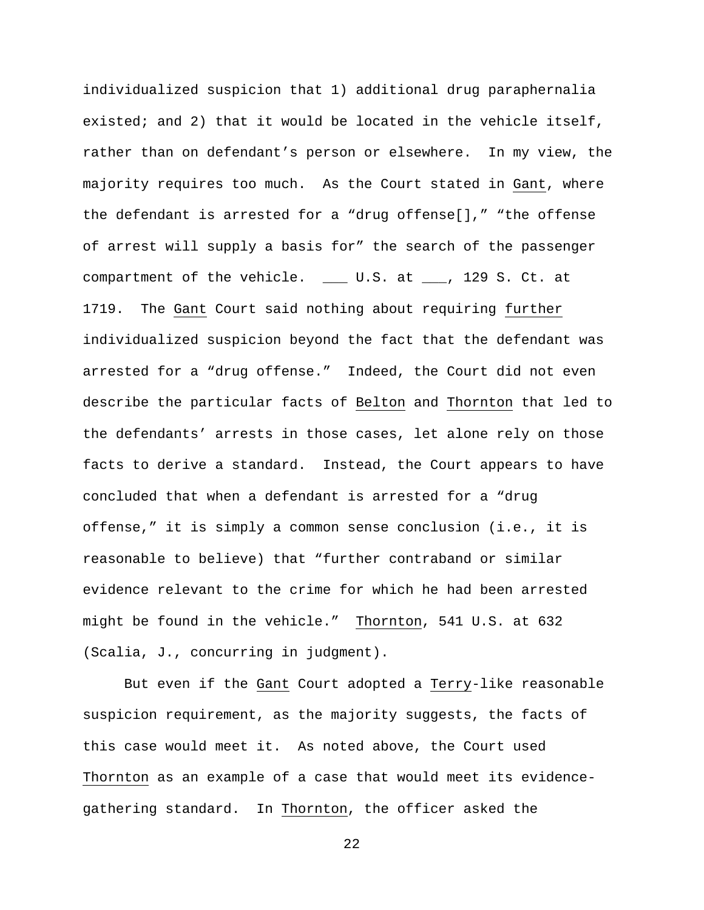individualized suspicion that 1) additional drug paraphernalia existed; and 2) that it would be located in the vehicle itself, rather than on defendant's person or elsewhere. In my view, the majority requires too much. As the Court stated in Gant, where the defendant is arrested for a "drug offense[]," "the offense of arrest will supply a basis for" the search of the passenger compartment of the vehicle. ___ U.S. at ___, 129 S. Ct. at 1719. The Gant Court said nothing about requiring further individualized suspicion beyond the fact that the defendant was arrested for a "drug offense." Indeed, the Court did not even describe the particular facts of Belton and Thornton that led to the defendants' arrests in those cases, let alone rely on those facts to derive a standard. Instead, the Court appears to have concluded that when a defendant is arrested for a "drug offense," it is simply a common sense conclusion (i.e., it is reasonable to believe) that "further contraband or similar evidence relevant to the crime for which he had been arrested might be found in the vehicle." Thornton, 541 U.S. at 632 (Scalia, J., concurring in judgment).

But even if the Gant Court adopted a Terry-like reasonable suspicion requirement, as the majority suggests, the facts of this case would meet it. As noted above, the Court used Thornton as an example of a case that would meet its evidence-gathering standard. In Thornton, the officer asked the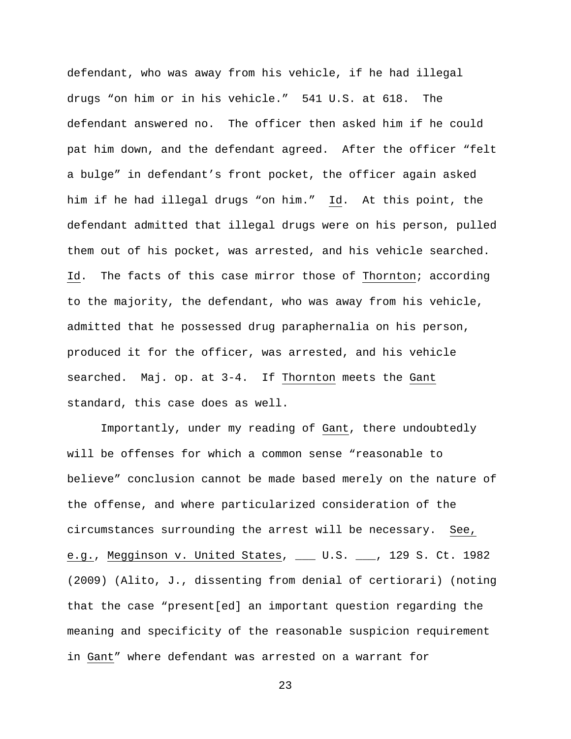defendant, who was away from his vehicle, if he had illegal drugs "on him or in his vehicle." 541 U.S. at 618. The defendant answered no. The officer then asked him if he could pat him down, and the defendant agreed. After the officer "felt a bulge" in defendant's front pocket, the officer again asked him if he had illegal drugs "on him." Id. At this point, the defendant admitted that illegal drugs were on his person, pulled them out of his pocket, was arrested, and his vehicle searched. Id. The facts of this case mirror those of Thornton; according to the majority, the defendant, who was away from his vehicle, admitted that he possessed drug paraphernalia on his person, produced it for the officer, was arrested, and his vehicle searched. Maj. op. at 3-4. If Thornton meets the Gant standard, this case does as well.

Importantly, under my reading of Gant, there undoubtedly will be offenses for which a common sense "reasonable to believe" conclusion cannot be made based merely on the nature of the offense, and where particularized consideration of the circumstances surrounding the arrest will be necessary. See, e.g., Megginson v. United States, ___ U.S. ___, 129 S. Ct. 1982 (2009) (Alito, J., dissenting from denial of certiorari) (noting that the case "present[ed] an important question regarding the meaning and specificity of the reasonable suspicion requirement in Gant" where defendant was arrested on a warrant for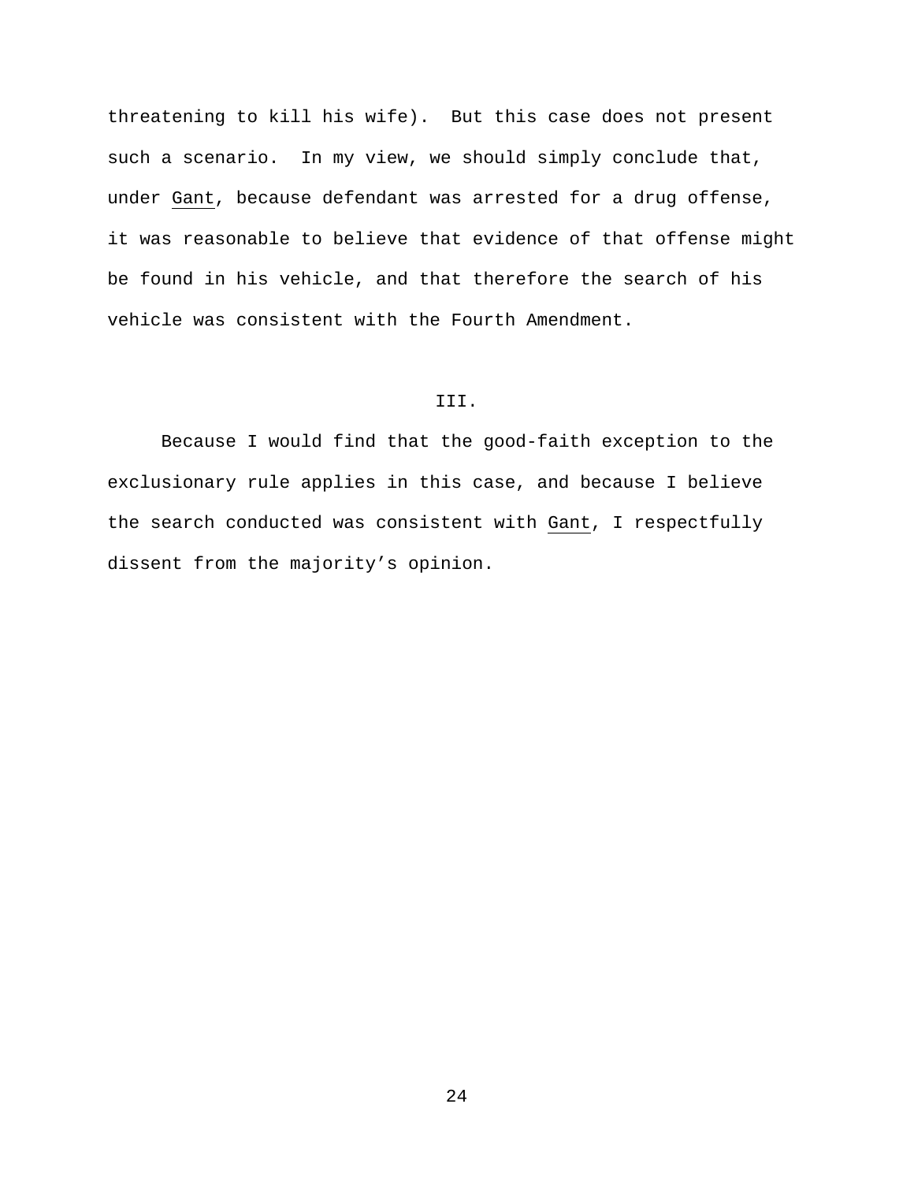threatening to kill his wife). But this case does not present such a scenario. In my view, we should simply conclude that, under Gant, because defendant was arrested for a drug offense, it was reasonable to believe that evidence of that offense might be found in his vehicle, and that therefore the search of his vehicle was consistent with the Fourth Amendment.

## III.

Because I would find that the good-faith exception to the exclusionary rule applies in this case, and because I believe the search conducted was consistent with Gant, I respectfully dissent from the majority's opinion.